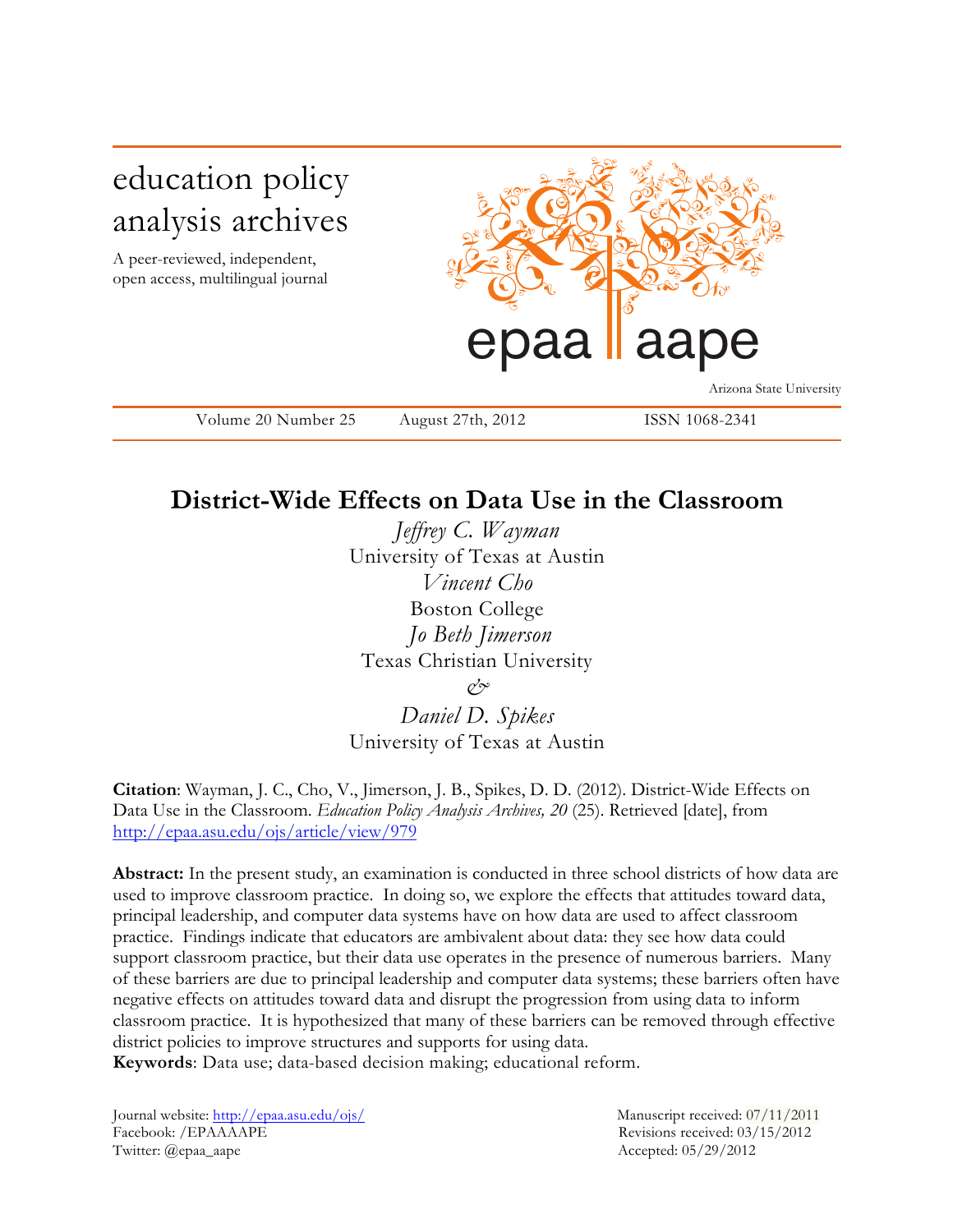education policy analysis archives

A peer-reviewed, independent, open access, multilingual journal

epaa | aape

Arizona State University

Volume 20 Number 25 August 27th, 2012 ISSN 1068-2341

# District-Wide Effects on Data Use in the Classroom

*Jeffrey C. Wayman*
University of Texas at Austin

*Vincent Cho*
Boston College

*Jo Beth Jimerson*
Texas Christian University

*&*

*Daniel D. Spikes*
University of Texas at Austin

**Citation**: Wayman, J. C., Cho, V., Jimerson, J. B., Spikes, D. D. (2012). District-Wide Effects on Data Use in the Classroom. *Education Policy Analysis Archives, 20* (25). Retrieved [date], from http://epaa.asu.edu/ojs/article/view/979

**Abstract:** In the present study, an examination is conducted in three school districts of how data are used to improve classroom practice. In doing so, we explore the effects that attitudes toward data, principal leadership, and computer data systems have on how data are used to affect classroom practice. Findings indicate that educators are ambivalent about data: they see how data could support classroom practice, but their data use operates in the presence of numerous barriers. Many of these barriers are due to principal leadership and computer data systems; these barriers often have negative effects on attitudes toward data and disrupt the progression from using data to inform classroom practice. It is hypothesized that many of these barriers can be removed through effective district policies to improve structures and supports for using data.

**Keywords**: Data use; data-based decision making; educational reform.

Journal website: http://epaa.asu.edu/ojs/
Facebook: /EPAAAAPE
Twitter: @epaa_aape

Manuscript received: 07/11/2011
Revisions received: 03/15/2012
Accepted: 05/29/2012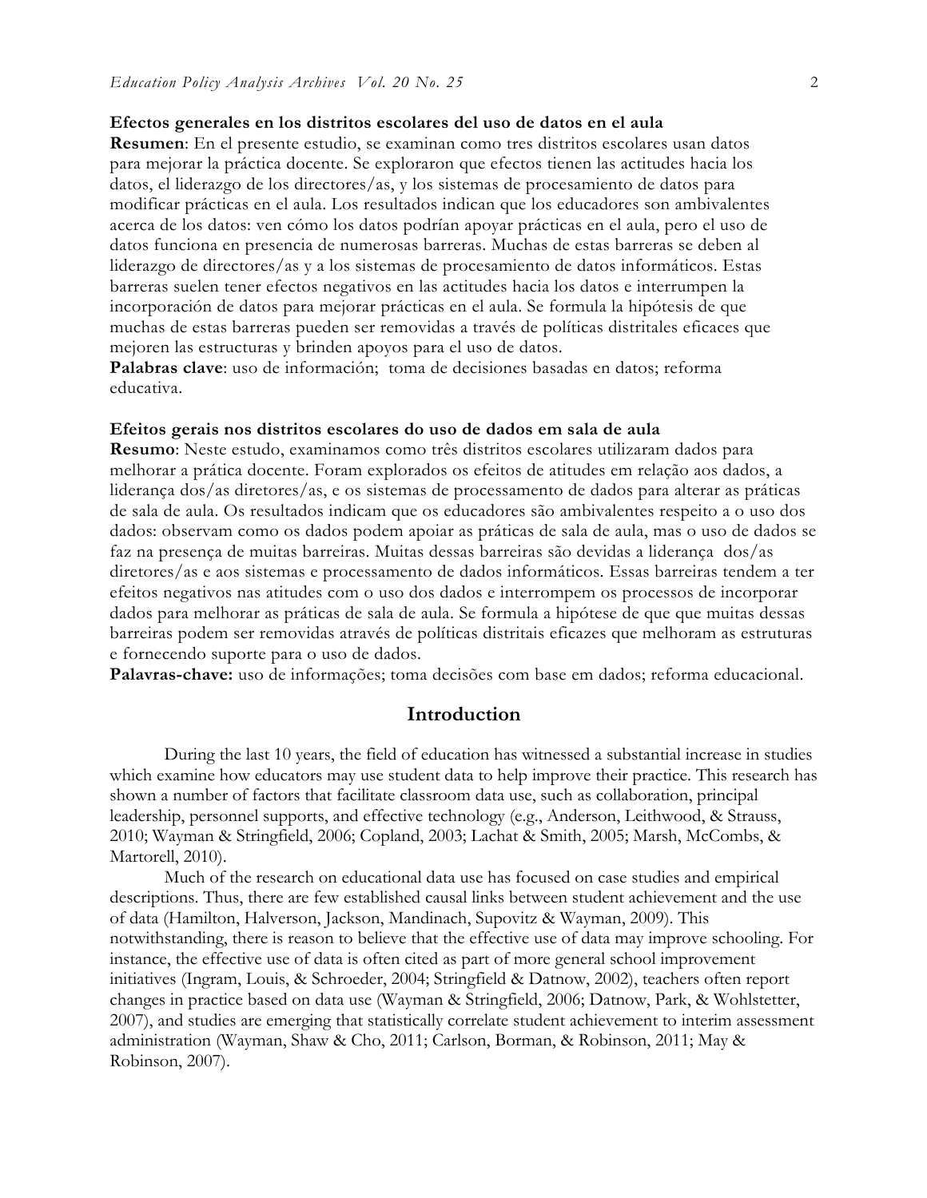**Efectos generales en los distritos escolares del uso de datos en el aula**

**Resumen**: En el presente estudio, se examinan como tres distritos escolares usan datos para mejorar la práctica docente. Se exploraron que efectos tienen las actitudes hacia los datos, el liderazgo de los directores/as, y los sistemas de procesamiento de datos para modificar prácticas en el aula. Los resultados indican que los educadores son ambivalentes acerca de los datos: ven cómo los datos podrían apoyar prácticas en el aula, pero el uso de datos funciona en presencia de numerosas barreras. Muchas de estas barreras se deben al liderazgo de directores/as y a los sistemas de procesamiento de datos informáticos. Estas barreras suelen tener efectos negativos en las actitudes hacia los datos e interrumpen la incorporación de datos para mejorar prácticas en el aula. Se formula la hipótesis de que muchas de estas barreras pueden ser removidas a través de políticas distritales eficaces que mejoren las estructuras y brinden apoyos para el uso de datos.

**Palabras clave**: uso de información; toma de decisiones basadas en datos; reforma educativa.

**Efeitos gerais nos distritos escolares do uso de dados em sala de aula**

**Resumo**: Neste estudo, examinamos como três distritos escolares utilizaram dados para melhorar a prática docente. Foram explorados os efeitos de atitudes em relação aos dados, a liderança dos/as diretores/as, e os sistemas de processamento de dados para alterar as práticas de sala de aula. Os resultados indicam que os educadores são ambivalentes respeito a o uso dos dados: observam como os dados podem apoiar as práticas de sala de aula, mas o uso de dados se faz na presença de muitas barreiras. Muitas dessas barreiras são devidas a liderança dos/as diretores/as e aos sistemas e processamento de dados informáticos. Essas barreiras tendem a ter efeitos negativos nas atitudes com o uso dos dados e interrompem os processos de incorporar dados para melhorar as práticas de sala de aula. Se formula a hipótese de que que muitas dessas barreiras podem ser removidas através de políticas distritais eficazes que melhoram as estruturas e fornecendo suporte para o uso de dados.

**Palavras-chave:** uso de informações; toma decisões com base em dados; reforma educacional.

## Introduction

During the last 10 years, the field of education has witnessed a substantial increase in studies which examine how educators may use student data to help improve their practice. This research has shown a number of factors that facilitate classroom data use, such as collaboration, principal leadership, personnel supports, and effective technology (e.g., Anderson, Leithwood, & Strauss, 2010; Wayman & Stringfield, 2006; Copland, 2003; Lachat & Smith, 2005; Marsh, McCombs, & Martorell, 2010).

Much of the research on educational data use has focused on case studies and empirical descriptions. Thus, there are few established causal links between student achievement and the use of data (Hamilton, Halverson, Jackson, Mandinach, Supovitz & Wayman, 2009). This notwithstanding, there is reason to believe that the effective use of data may improve schooling. For instance, the effective use of data is often cited as part of more general school improvement initiatives (Ingram, Louis, & Schroeder, 2004; Stringfield & Datnow, 2002), teachers often report changes in practice based on data use (Wayman & Stringfield, 2006; Datnow, Park, & Wohlstetter, 2007), and studies are emerging that statistically correlate student achievement to interim assessment administration (Wayman, Shaw & Cho, 2011; Carlson, Borman, & Robinson, 2011; May & Robinson, 2007).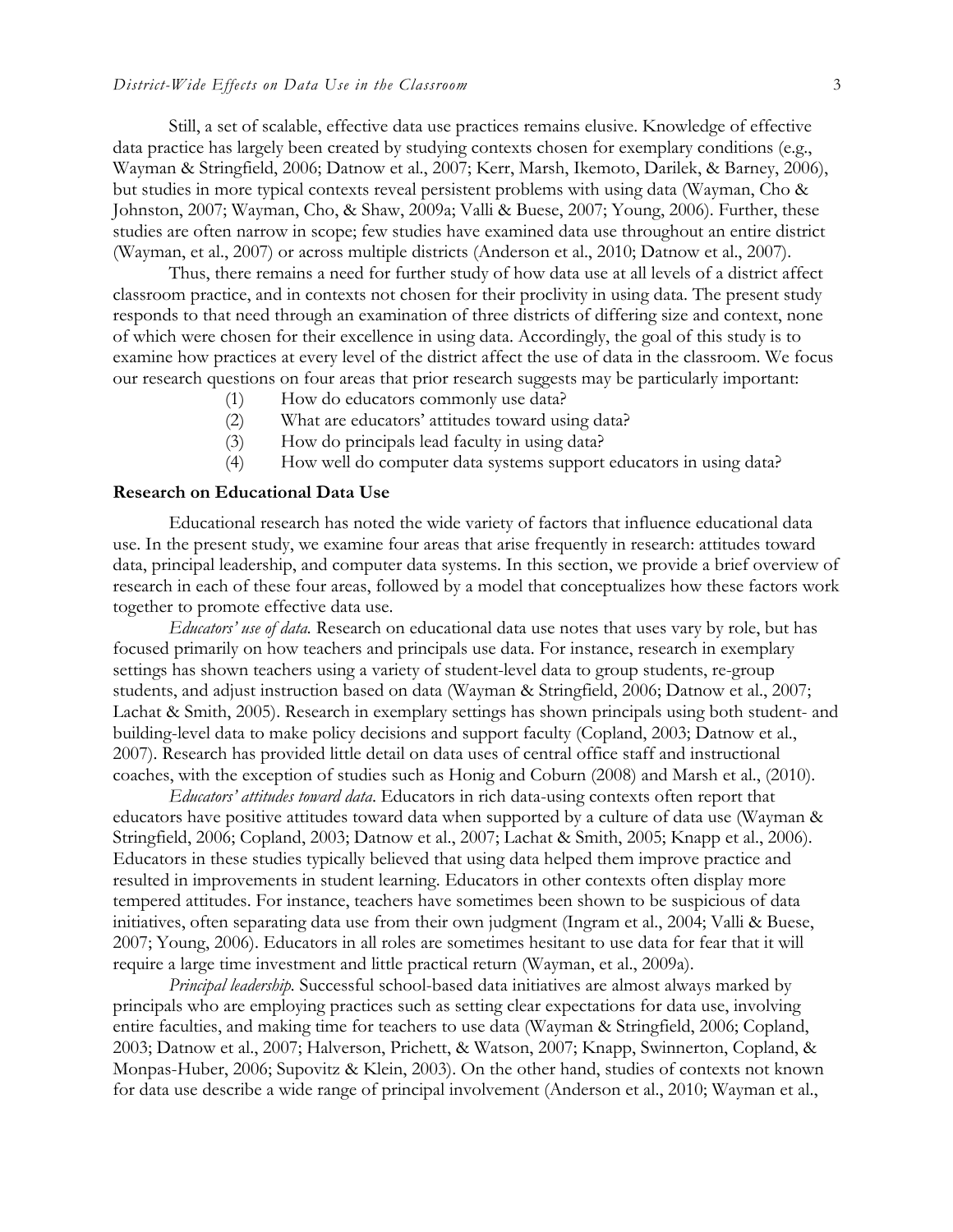Still, a set of scalable, effective data use practices remains elusive. Knowledge of effective data practice has largely been created by studying contexts chosen for exemplary conditions (e.g., Wayman & Stringfield, 2006; Datnow et al., 2007; Kerr, Marsh, Ikemoto, Darilek, & Barney, 2006), but studies in more typical contexts reveal persistent problems with using data (Wayman, Cho & Johnston, 2007; Wayman, Cho, & Shaw, 2009a; Valli & Buese, 2007; Young, 2006). Further, these studies are often narrow in scope; few studies have examined data use throughout an entire district (Wayman, et al., 2007) or across multiple districts (Anderson et al., 2010; Datnow et al., 2007).

Thus, there remains a need for further study of how data use at all levels of a district affect classroom practice, and in contexts not chosen for their proclivity in using data. The present study responds to that need through an examination of three districts of differing size and context, none of which were chosen for their excellence in using data. Accordingly, the goal of this study is to examine how practices at every level of the district affect the use of data in the classroom. We focus our research questions on four areas that prior research suggests may be particularly important:

(1) How do educators commonly use data?
(2) What are educators' attitudes toward using data?
(3) How do principals lead faculty in using data?
(4) How well do computer data systems support educators in using data?

## Research on Educational Data Use

Educational research has noted the wide variety of factors that influence educational data use. In the present study, we examine four areas that arise frequently in research: attitudes toward data, principal leadership, and computer data systems. In this section, we provide a brief overview of research in each of these four areas, followed by a model that conceptualizes how these factors work together to promote effective data use.

*Educators' use of data.* Research on educational data use notes that uses vary by role, but has focused primarily on how teachers and principals use data. For instance, research in exemplary settings has shown teachers using a variety of student-level data to group students, re-group students, and adjust instruction based on data (Wayman & Stringfield, 2006; Datnow et al., 2007; Lachat & Smith, 2005). Research in exemplary settings has shown principals using both student- and building-level data to make policy decisions and support faculty (Copland, 2003; Datnow et al., 2007). Research has provided little detail on data uses of central office staff and instructional coaches, with the exception of studies such as Honig and Coburn (2008) and Marsh et al., (2010).

*Educators' attitudes toward data*. Educators in rich data-using contexts often report that educators have positive attitudes toward data when supported by a culture of data use (Wayman & Stringfield, 2006; Copland, 2003; Datnow et al., 2007; Lachat & Smith, 2005; Knapp et al., 2006). Educators in these studies typically believed that using data helped them improve practice and resulted in improvements in student learning. Educators in other contexts often display more tempered attitudes. For instance, teachers have sometimes been shown to be suspicious of data initiatives, often separating data use from their own judgment (Ingram et al., 2004; Valli & Buese, 2007; Young, 2006). Educators in all roles are sometimes hesitant to use data for fear that it will require a large time investment and little practical return (Wayman, et al., 2009a).

*Principal leadership.* Successful school-based data initiatives are almost always marked by principals who are employing practices such as setting clear expectations for data use, involving entire faculties, and making time for teachers to use data (Wayman & Stringfield, 2006; Copland, 2003; Datnow et al., 2007; Halverson, Prichett, & Watson, 2007; Knapp, Swinnerton, Copland, & Monpas-Huber, 2006; Supovitz & Klein, 2003). On the other hand, studies of contexts not known for data use describe a wide range of principal involvement (Anderson et al., 2010; Wayman et al.,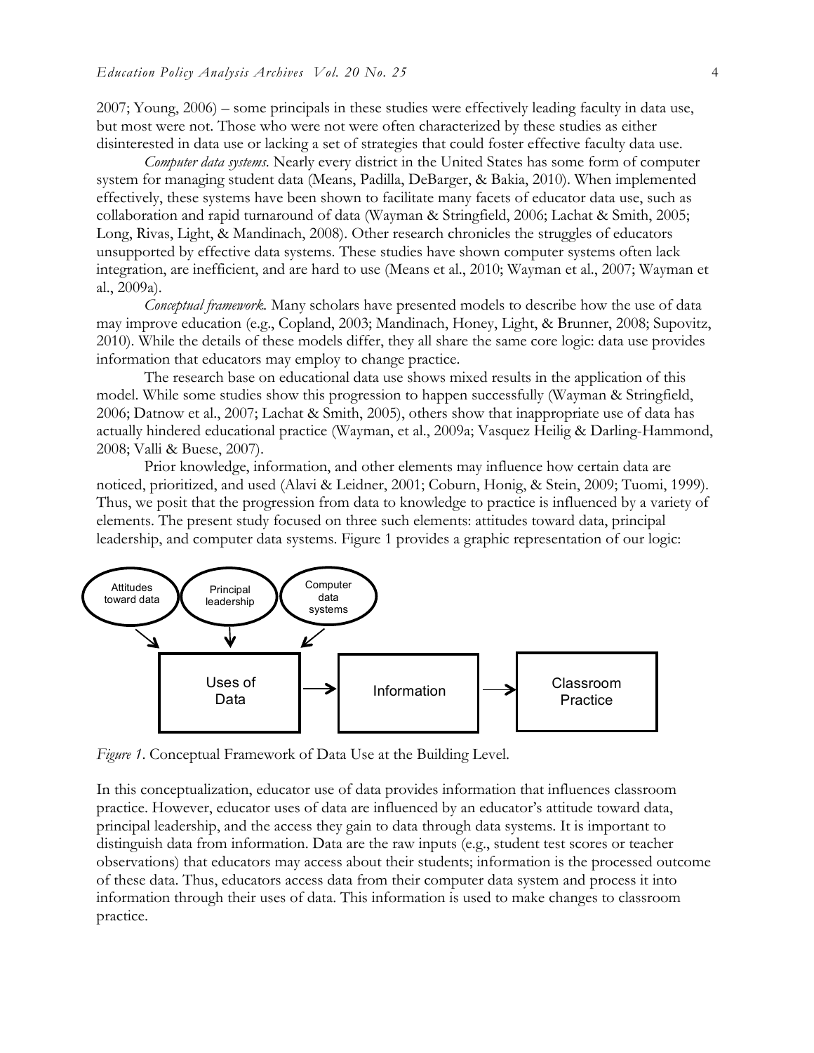2007; Young, 2006) – some principals in these studies were effectively leading faculty in data use, but most were not. Those who were not were often characterized by these studies as either disinterested in data use or lacking a set of strategies that could foster effective faculty data use.

*Computer data systems.* Nearly every district in the United States has some form of computer system for managing student data (Means, Padilla, DeBarger, & Bakia, 2010). When implemented effectively, these systems have been shown to facilitate many facets of educator data use, such as collaboration and rapid turnaround of data (Wayman & Stringfield, 2006; Lachat & Smith, 2005; Long, Rivas, Light, & Mandinach, 2008). Other research chronicles the struggles of educators unsupported by effective data systems. These studies have shown computer systems often lack integration, are inefficient, and are hard to use (Means et al., 2010; Wayman et al., 2007; Wayman et al., 2009a).

*Conceptual framework.* Many scholars have presented models to describe how the use of data may improve education (e.g., Copland, 2003; Mandinach, Honey, Light, & Brunner, 2008; Supovitz, 2010). While the details of these models differ, they all share the same core logic: data use provides information that educators may employ to change practice.

The research base on educational data use shows mixed results in the application of this model. While some studies show this progression to happen successfully (Wayman & Stringfield, 2006; Datnow et al., 2007; Lachat & Smith, 2005), others show that inappropriate use of data has actually hindered educational practice (Wayman, et al., 2009a; Vasquez Heilig & Darling-Hammond, 2008; Valli & Buese, 2007).

Prior knowledge, information, and other elements may influence how certain data are noticed, prioritized, and used (Alavi & Leidner, 2001; Coburn, Honig, & Stein, 2009; Tuomi, 1999). Thus, we posit that the progression from data to knowledge to practice is influenced by a variety of elements. The present study focused on three such elements: attitudes toward data, principal leadership, and computer data systems. Figure 1 provides a graphic representation of our logic:

Attitudes toward data → Uses of Data; Principal leadership → Uses of Data; Computer data systems → Uses of Data

Uses of Data → Information → Classroom Practice

*Figure 1*. Conceptual Framework of Data Use at the Building Level.

In this conceptualization, educator use of data provides information that influences classroom practice. However, educator uses of data are influenced by an educator's attitude toward data, principal leadership, and the access they gain to data through data systems. It is important to distinguish data from information. Data are the raw inputs (e.g., student test scores or teacher observations) that educators may access about their students; information is the processed outcome of these data. Thus, educators access data from their computer data system and process it into information through their uses of data. This information is used to make changes to classroom practice.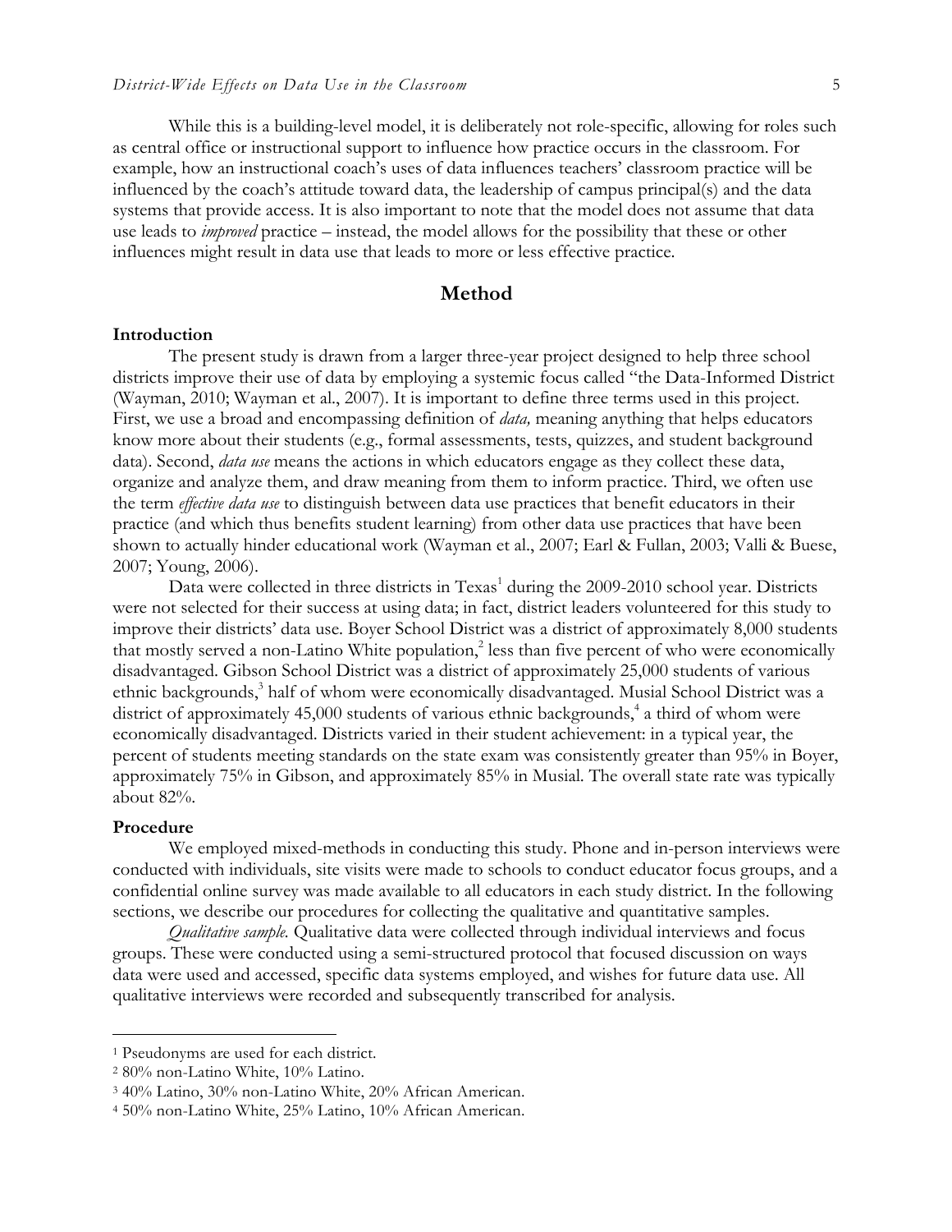While this is a building-level model, it is deliberately not role-specific, allowing for roles such as central office or instructional support to influence how practice occurs in the classroom. For example, how an instructional coach's uses of data influences teachers' classroom practice will be influenced by the coach's attitude toward data, the leadership of campus principal(s) and the data systems that provide access. It is also important to note that the model does not assume that data use leads to *improved* practice – instead, the model allows for the possibility that these or other influences might result in data use that leads to more or less effective practice.

## Method

### Introduction

The present study is drawn from a larger three-year project designed to help three school districts improve their use of data by employing a systemic focus called "the Data-Informed District (Wayman, 2010; Wayman et al., 2007). It is important to define three terms used in this project. First, we use a broad and encompassing definition of *data,* meaning anything that helps educators know more about their students (e.g., formal assessments, tests, quizzes, and student background data). Second, *data use* means the actions in which educators engage as they collect these data, organize and analyze them, and draw meaning from them to inform practice. Third, we often use the term *effective data use* to distinguish between data use practices that benefit educators in their practice (and which thus benefits student learning) from other data use practices that have been shown to actually hinder educational work (Wayman et al., 2007; Earl & Fullan, 2003; Valli & Buese, 2007; Young, 2006).

Data were collected in three districts in Texas[1] during the 2009-2010 school year. Districts were not selected for their success at using data; in fact, district leaders volunteered for this study to improve their districts' data use. Boyer School District was a district of approximately 8,000 students that mostly served a non-Latino White population,[2] less than five percent of who were economically disadvantaged. Gibson School District was a district of approximately 25,000 students of various ethnic backgrounds,[3] half of whom were economically disadvantaged. Musial School District was a district of approximately 45,000 students of various ethnic backgrounds,[4] a third of whom were economically disadvantaged. Districts varied in their student achievement: in a typical year, the percent of students meeting standards on the state exam was consistently greater than 95% in Boyer, approximately 75% in Gibson, and approximately 85% in Musial. The overall state rate was typically about 82%.

### Procedure

We employed mixed-methods in conducting this study. Phone and in-person interviews were conducted with individuals, site visits were made to schools to conduct educator focus groups, and a confidential online survey was made available to all educators in each study district. In the following sections, we describe our procedures for collecting the qualitative and quantitative samples.

*Qualitative sample.* Qualitative data were collected through individual interviews and focus groups. These were conducted using a semi-structured protocol that focused discussion on ways data were used and accessed, specific data systems employed, and wishes for future data use. All qualitative interviews were recorded and subsequently transcribed for analysis.

---

[1] Pseudonyms are used for each district.

[2] 80% non-Latino White, 10% Latino.

[3] 40% Latino, 30% non-Latino White, 20% African American.

[4] 50% non-Latino White, 25% Latino, 10% African American.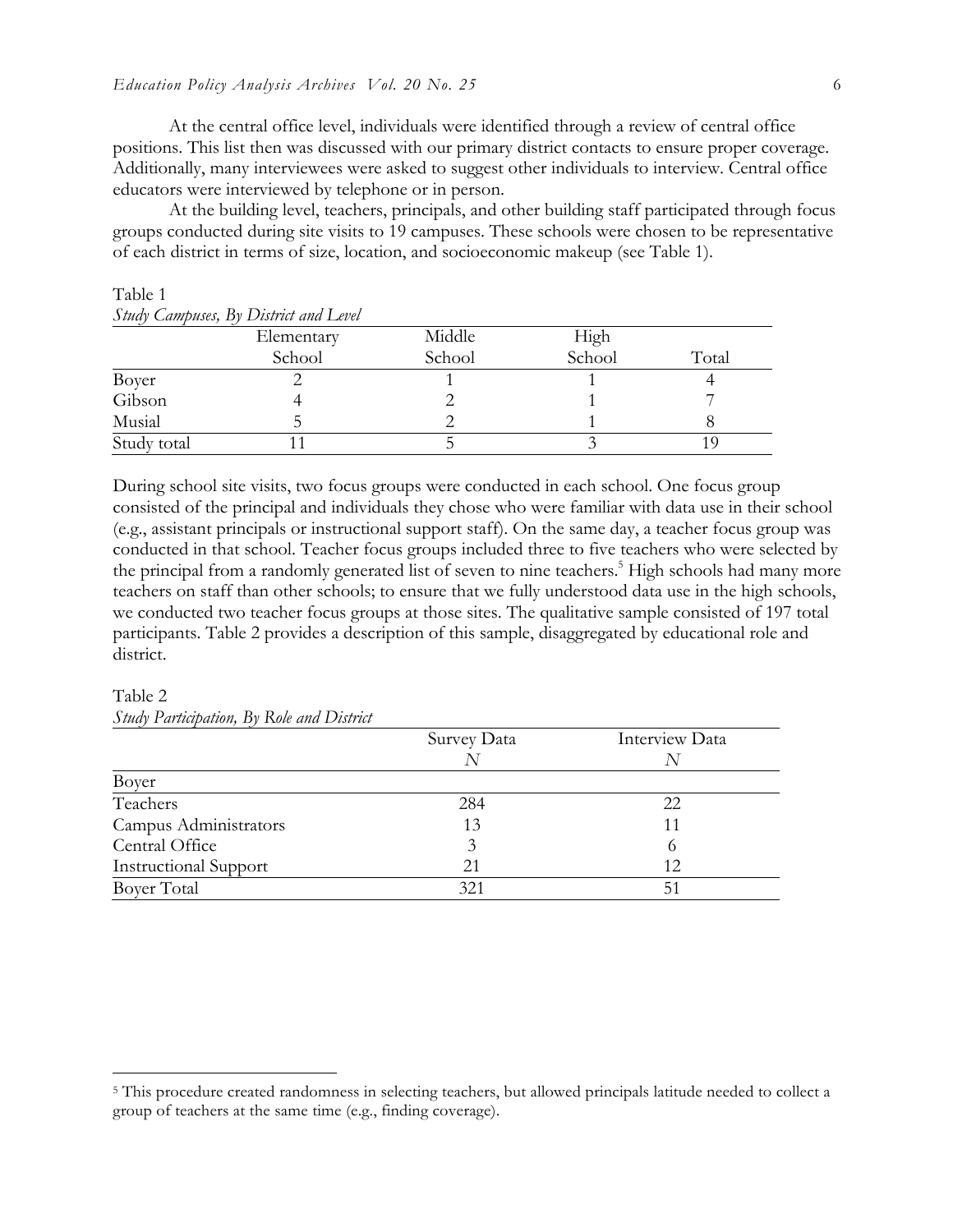At the central office level, individuals were identified through a review of central office positions. This list then was discussed with our primary district contacts to ensure proper coverage. Additionally, many interviewees were asked to suggest other individuals to interview. Central office educators were interviewed by telephone or in person.

At the building level, teachers, principals, and other building staff participated through focus groups conducted during site visits to 19 campuses. These schools were chosen to be representative of each district in terms of size, location, and socioeconomic makeup (see Table 1).

Table 1
*Study Campuses, By District and Level*

| | Elementary School | Middle School | High School | Total |
|---|---|---|---|---|
| Boyer | 2 | 1 | 1 | 4 |
| Gibson | 4 | 2 | 1 | 7 |
| Musial | 5 | 2 | 1 | 8 |
| Study total | 11 | 5 | 3 | 19 |

During school site visits, two focus groups were conducted in each school. One focus group consisted of the principal and individuals they chose who were familiar with data use in their school (e.g., assistant principals or instructional support staff). On the same day, a teacher focus group was conducted in that school. Teacher focus groups included three to five teachers who were selected by the principal from a randomly generated list of seven to nine teachers.[5] High schools had many more teachers on staff than other schools; to ensure that we fully understood data use in the high schools, we conducted two teacher focus groups at those sites. The qualitative sample consisted of 197 total participants. Table 2 provides a description of this sample, disaggregated by educational role and district.

Table 2
*Study Participation, By Role and District*

| | Survey Data *N* | Interview Data *N* |
|---|---|---|
| Boyer | | |
| Teachers | 284 | 22 |
| Campus Administrators | 13 | 11 |
| Central Office | 3 | 6 |
| Instructional Support | 21 | 12 |
| Boyer Total | 321 | 51 |

[5] This procedure created randomness in selecting teachers, but allowed principals latitude needed to collect a group of teachers at the same time (e.g., finding coverage).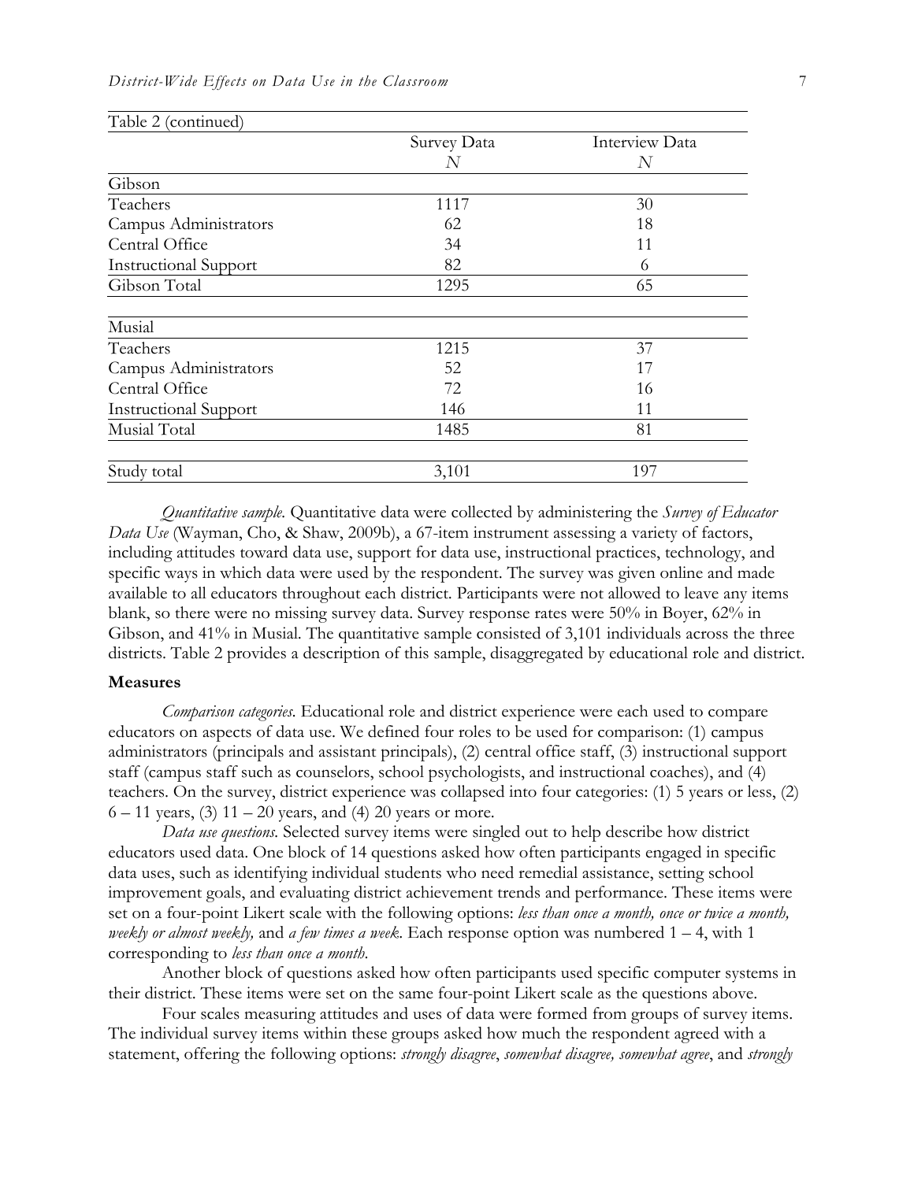Table 2 (continued)

| | Survey Data | Interview Data |
|---|---|---|
| | *N* | *N* |
| Gibson | | |
| Teachers | 1117 | 30 |
| Campus Administrators | 62 | 18 |
| Central Office | 34 | 11 |
| Instructional Support | 82 | 6 |
| Gibson Total | 1295 | 65 |
| Musial | | |
| Teachers | 1215 | 37 |
| Campus Administrators | 52 | 17 |
| Central Office | 72 | 16 |
| Instructional Support | 146 | 11 |
| Musial Total | 1485 | 81 |
| Study total | 3,101 | 197 |

*Quantitative sample.* Quantitative data were collected by administering the *Survey of Educator Data Use* (Wayman, Cho, & Shaw, 2009b), a 67-item instrument assessing a variety of factors, including attitudes toward data use, support for data use, instructional practices, technology, and specific ways in which data were used by the respondent. The survey was given online and made available to all educators throughout each district. Participants were not allowed to leave any items blank, so there were no missing survey data. Survey response rates were 50% in Boyer, 62% in Gibson, and 41% in Musial. The quantitative sample consisted of 3,101 individuals across the three districts. Table 2 provides a description of this sample, disaggregated by educational role and district.

**Measures**

*Comparison categories.* Educational role and district experience were each used to compare educators on aspects of data use. We defined four roles to be used for comparison: (1) campus administrators (principals and assistant principals), (2) central office staff, (3) instructional support staff (campus staff such as counselors, school psychologists, and instructional coaches), and (4) teachers. On the survey, district experience was collapsed into four categories: (1) 5 years or less, (2) 6 – 11 years, (3) 11 – 20 years, and (4) 20 years or more.

*Data use questions.* Selected survey items were singled out to help describe how district educators used data. One block of 14 questions asked how often participants engaged in specific data uses, such as identifying individual students who need remedial assistance, setting school improvement goals, and evaluating district achievement trends and performance. These items were set on a four-point Likert scale with the following options: *less than once a month, once or twice a month, weekly or almost weekly,* and *a few times a week*. Each response option was numbered 1 – 4, with 1 corresponding to *less than once a month*.

Another block of questions asked how often participants used specific computer systems in their district. These items were set on the same four-point Likert scale as the questions above.

Four scales measuring attitudes and uses of data were formed from groups of survey items. The individual survey items within these groups asked how much the respondent agreed with a statement, offering the following options: *strongly disagree*, *somewhat disagree, somewhat agree*, and *strongly*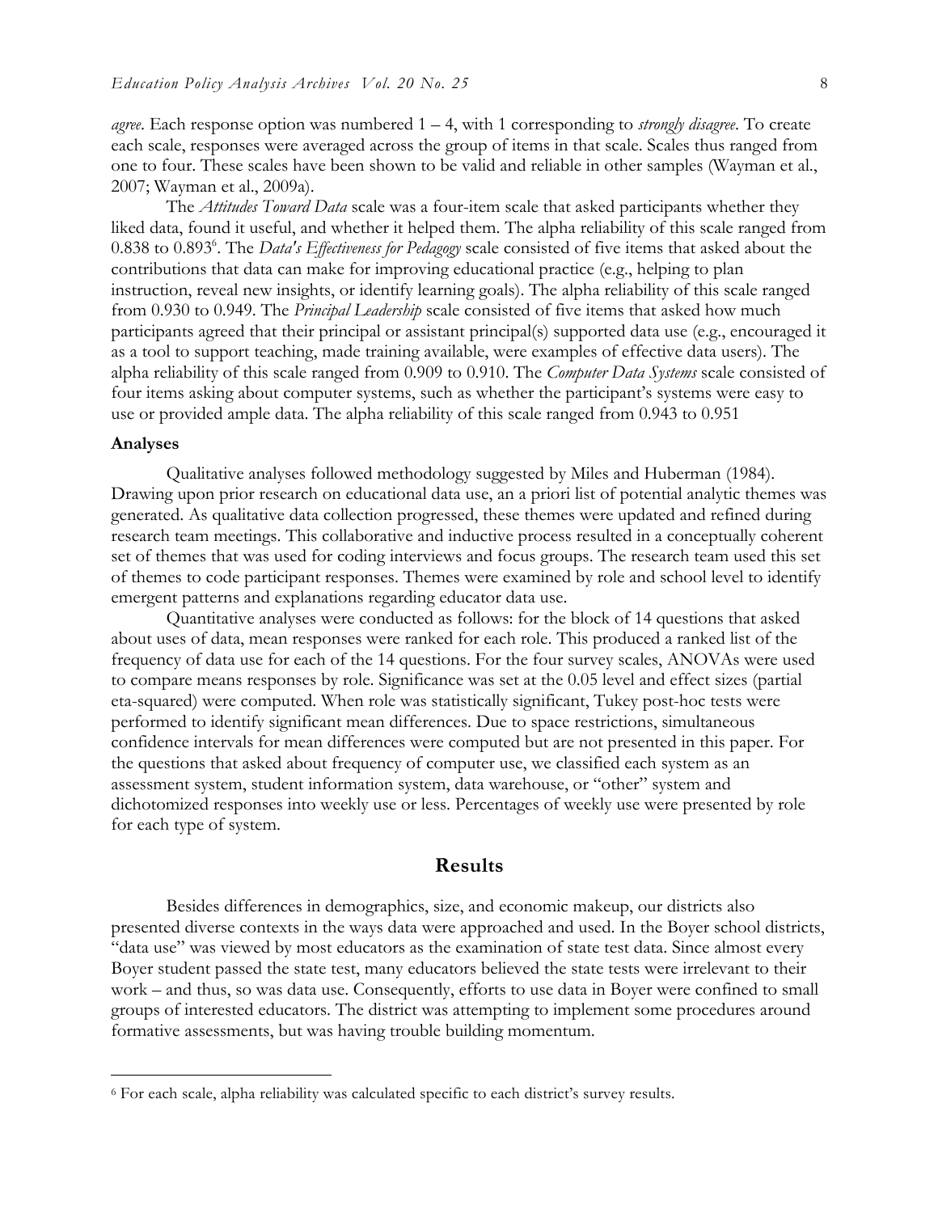*agree*. Each response option was numbered 1 – 4, with 1 corresponding to *strongly disagree*. To create each scale, responses were averaged across the group of items in that scale. Scales thus ranged from one to four. These scales have been shown to be valid and reliable in other samples (Wayman et al., 2007; Wayman et al., 2009a).

The *Attitudes Toward Data* scale was a four-item scale that asked participants whether they liked data, found it useful, and whether it helped them. The alpha reliability of this scale ranged from 0.838 to 0.893[6]. The *Data's Effectiveness for Pedagogy* scale consisted of five items that asked about the contributions that data can make for improving educational practice (e.g., helping to plan instruction, reveal new insights, or identify learning goals). The alpha reliability of this scale ranged from 0.930 to 0.949. The *Principal Leadership* scale consisted of five items that asked how much participants agreed that their principal or assistant principal(s) supported data use (e.g., encouraged it as a tool to support teaching, made training available, were examples of effective data users). The alpha reliability of this scale ranged from 0.909 to 0.910. The *Computer Data Systems* scale consisted of four items asking about computer systems, such as whether the participant's systems were easy to use or provided ample data. The alpha reliability of this scale ranged from 0.943 to 0.951

### Analyses

Qualitative analyses followed methodology suggested by Miles and Huberman (1984). Drawing upon prior research on educational data use, an a priori list of potential analytic themes was generated. As qualitative data collection progressed, these themes were updated and refined during research team meetings. This collaborative and inductive process resulted in a conceptually coherent set of themes that was used for coding interviews and focus groups. The research team used this set of themes to code participant responses. Themes were examined by role and school level to identify emergent patterns and explanations regarding educator data use.

Quantitative analyses were conducted as follows: for the block of 14 questions that asked about uses of data, mean responses were ranked for each role. This produced a ranked list of the frequency of data use for each of the 14 questions. For the four survey scales, ANOVAs were used to compare means responses by role. Significance was set at the 0.05 level and effect sizes (partial eta-squared) were computed. When role was statistically significant, Tukey post-hoc tests were performed to identify significant mean differences. Due to space restrictions, simultaneous confidence intervals for mean differences were computed but are not presented in this paper. For the questions that asked about frequency of computer use, we classified each system as an assessment system, student information system, data warehouse, or "other" system and dichotomized responses into weekly use or less. Percentages of weekly use were presented by role for each type of system.

## Results

Besides differences in demographics, size, and economic makeup, our districts also presented diverse contexts in the ways data were approached and used. In the Boyer school districts, "data use" was viewed by most educators as the examination of state test data. Since almost every Boyer student passed the state test, many educators believed the state tests were irrelevant to their work – and thus, so was data use. Consequently, efforts to use data in Boyer were confined to small groups of interested educators. The district was attempting to implement some procedures around formative assessments, but was having trouble building momentum.

---

[6] For each scale, alpha reliability was calculated specific to each district's survey results.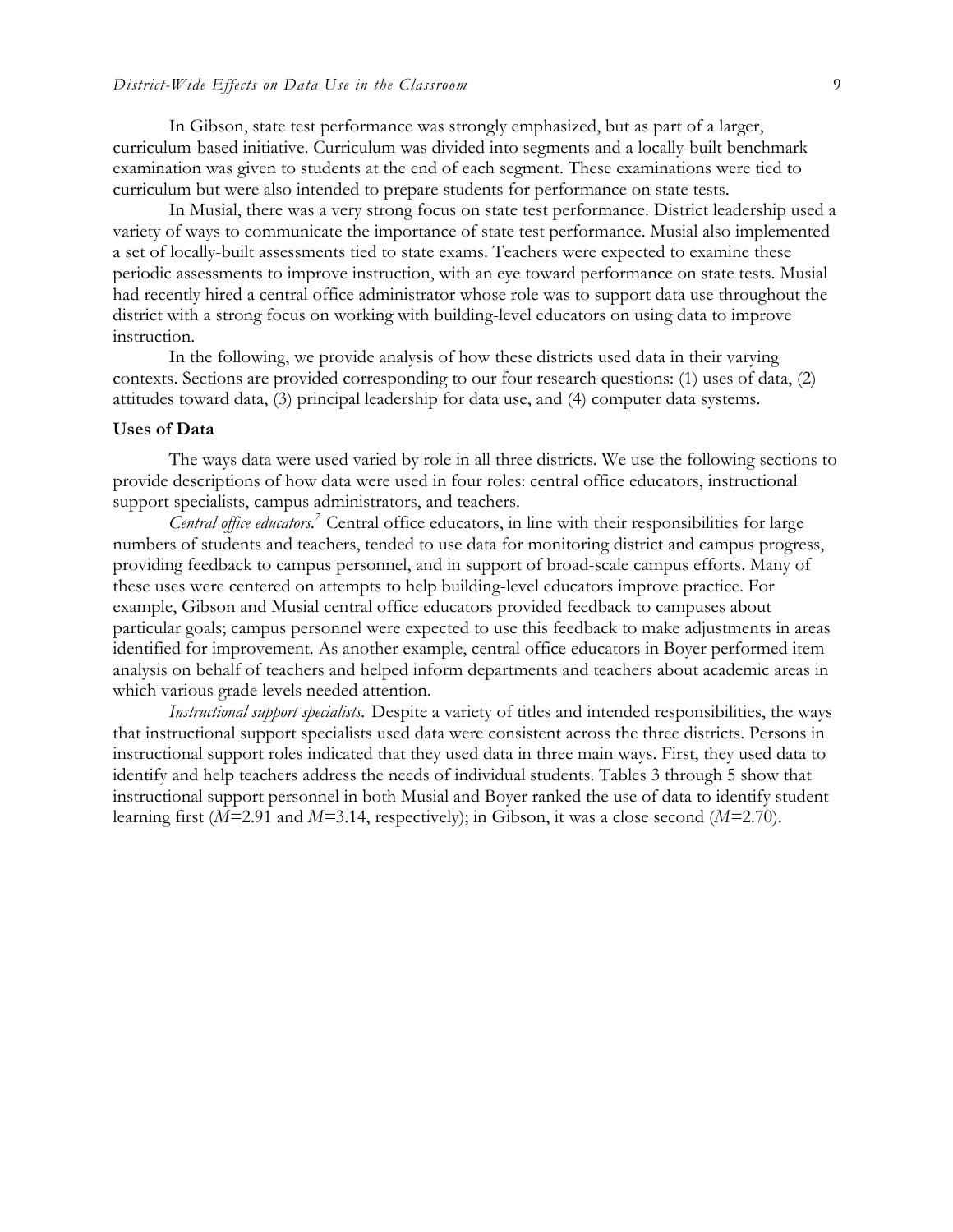In Gibson, state test performance was strongly emphasized, but as part of a larger, curriculum-based initiative. Curriculum was divided into segments and a locally-built benchmark examination was given to students at the end of each segment. These examinations were tied to curriculum but were also intended to prepare students for performance on state tests.

In Musial, there was a very strong focus on state test performance. District leadership used a variety of ways to communicate the importance of state test performance. Musial also implemented a set of locally-built assessments tied to state exams. Teachers were expected to examine these periodic assessments to improve instruction, with an eye toward performance on state tests. Musial had recently hired a central office administrator whose role was to support data use throughout the district with a strong focus on working with building-level educators on using data to improve instruction.

In the following, we provide analysis of how these districts used data in their varying contexts. Sections are provided corresponding to our four research questions: (1) uses of data, (2) attitudes toward data, (3) principal leadership for data use, and (4) computer data systems.

### Uses of Data

The ways data were used varied by role in all three districts. We use the following sections to provide descriptions of how data were used in four roles: central office educators, instructional support specialists, campus administrators, and teachers.

*Central office educators.*[7] Central office educators, in line with their responsibilities for large numbers of students and teachers, tended to use data for monitoring district and campus progress, providing feedback to campus personnel, and in support of broad-scale campus efforts. Many of these uses were centered on attempts to help building-level educators improve practice. For example, Gibson and Musial central office educators provided feedback to campuses about particular goals; campus personnel were expected to use this feedback to make adjustments in areas identified for improvement. As another example, central office educators in Boyer performed item analysis on behalf of teachers and helped inform departments and teachers about academic areas in which various grade levels needed attention.

*Instructional support specialists.* Despite a variety of titles and intended responsibilities, the ways that instructional support specialists used data were consistent across the three districts. Persons in instructional support roles indicated that they used data in three main ways. First, they used data to identify and help teachers address the needs of individual students. Tables 3 through 5 show that instructional support personnel in both Musial and Boyer ranked the use of data to identify student learning first ($M$=2.91 and $M$=3.14, respectively); in Gibson, it was a close second ($M$=2.70).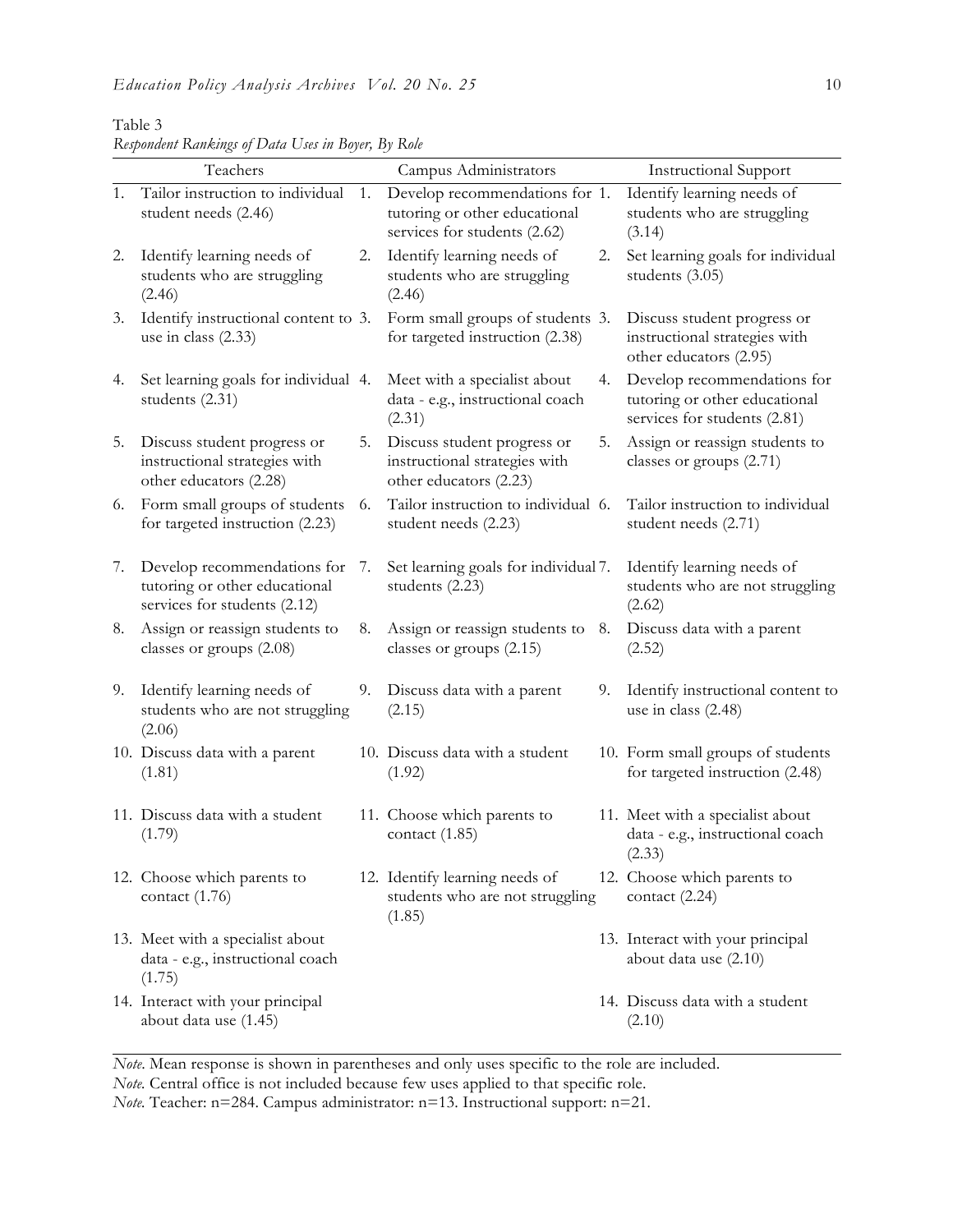Table 3
*Respondent Rankings of Data Uses in Boyer, By Role*

| Teachers | Campus Administrators | Instructional Support |
|---|---|---|
| 1. Tailor instruction to individual student needs (2.46) | 1. Develop recommendations for tutoring or other educational services for students (2.62) | 1. Identify learning needs of students who are struggling (3.14) |
| 2. Identify learning needs of students who are struggling (2.46) | 2. Identify learning needs of students who are struggling (2.46) | 2. Set learning goals for individual students (3.05) |
| 3. Identify instructional content to use in class (2.33) | 3. Form small groups of students for targeted instruction (2.38) | 3. Discuss student progress or instructional strategies with other educators (2.95) |
| 4. Set learning goals for individual students (2.31) | 4. Meet with a specialist about data - e.g., instructional coach (2.31) | 4. Develop recommendations for tutoring or other educational services for students (2.81) |
| 5. Discuss student progress or instructional strategies with other educators (2.28) | 5. Discuss student progress or instructional strategies with other educators (2.23) | 5. Assign or reassign students to classes or groups (2.71) |
| 6. Form small groups of students for targeted instruction (2.23) | 6. Tailor instruction to individual student needs (2.23) | 6. Tailor instruction to individual student needs (2.71) |
| 7. Develop recommendations for tutoring or other educational services for students (2.12) | 7. Set learning goals for individual students (2.23) | 7. Identify learning needs of students who are not struggling (2.62) |
| 8. Assign or reassign students to classes or groups (2.08) | 8. Assign or reassign students to classes or groups (2.15) | 8. Discuss data with a parent (2.52) |
| 9. Identify learning needs of students who are not struggling (2.06) | 9. Discuss data with a parent (2.15) | 9. Identify instructional content to use in class (2.48) |
| 10. Discuss data with a parent (1.81) | 10. Discuss data with a student (1.92) | 10. Form small groups of students for targeted instruction (2.48) |
| 11. Discuss data with a student (1.79) | 11. Choose which parents to contact (1.85) | 11. Meet with a specialist about data - e.g., instructional coach (2.33) |
| 12. Choose which parents to contact (1.76) | 12. Identify learning needs of students who are not struggling (1.85) | 12. Choose which parents to contact (2.24) |
| 13. Meet with a specialist about data - e.g., instructional coach (1.75) | | 13. Interact with your principal about data use (2.10) |
| 14. Interact with your principal about data use (1.45) | | 14. Discuss data with a student (2.10) |

*Note*. Mean response is shown in parentheses and only uses specific to the role are included.
*Note*. Central office is not included because few uses applied to that specific role.
*Note*. Teacher: n=284. Campus administrator: n=13. Instructional support: n=21.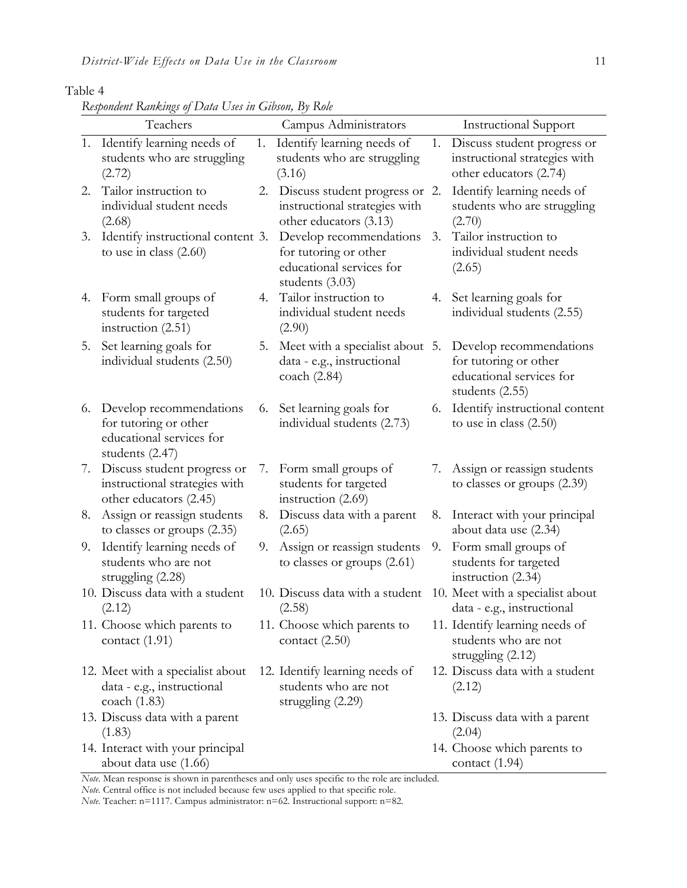Table 4

*Respondent Rankings of Data Uses in Gibson, By Role*

| Teachers | Campus Administrators | Instructional Support |
|---|---|---|
| 1. Identify learning needs of students who are struggling (2.72) | 1. Identify learning needs of students who are struggling (3.16) | 1. Discuss student progress or instructional strategies with other educators (2.74) |
| 2. Tailor instruction to individual student needs (2.68) | 2. Discuss student progress or instructional strategies with other educators (3.13) | 2. Identify learning needs of students who are struggling (2.70) |
| 3. Identify instructional content to use in class (2.60) | 3. Develop recommendations for tutoring or other educational services for students (3.03) | 3. Tailor instruction to individual student needs (2.65) |
| 4. Form small groups of students for targeted instruction (2.51) | 4. Tailor instruction to individual student needs (2.90) | 4. Set learning goals for individual students (2.55) |
| 5. Set learning goals for individual students (2.50) | 5. Meet with a specialist about data - e.g., instructional coach (2.84) | 5. Develop recommendations for tutoring or other educational services for students (2.55) |
| 6. Develop recommendations for tutoring or other educational services for students (2.47) | 6. Set learning goals for individual students (2.73) | 6. Identify instructional content to use in class (2.50) |
| 7. Discuss student progress or instructional strategies with other educators (2.45) | 7. Form small groups of students for targeted instruction (2.69) | 7. Assign or reassign students to classes or groups (2.39) |
| 8. Assign or reassign students to classes or groups (2.35) | 8. Discuss data with a parent (2.65) | 8. Interact with your principal about data use (2.34) |
| 9. Identify learning needs of students who are not struggling (2.28) | 9. Assign or reassign students to classes or groups (2.61) | 9. Form small groups of students for targeted instruction (2.34) |
| 10. Discuss data with a student (2.12) | 10. Discuss data with a student (2.58) | 10. Meet with a specialist about data - e.g., instructional |
| 11. Choose which parents to contact (1.91) | 11. Choose which parents to contact (2.50) | 11. Identify learning needs of students who are not struggling (2.12) |
| 12. Meet with a specialist about data - e.g., instructional coach (1.83) | 12. Identify learning needs of students who are not struggling (2.29) | 12. Discuss data with a student (2.12) |
| 13. Discuss data with a parent (1.83) | | 13. Discuss data with a parent (2.04) |
| 14. Interact with your principal about data use (1.66) | | 14. Choose which parents to contact (1.94) |

*Note*. Mean response is shown in parentheses and only uses specific to the role are included.
*Note*. Central office is not included because few uses applied to that specific role.
*Note*. Teacher: n=1117. Campus administrator: n=62. Instructional support: n=82.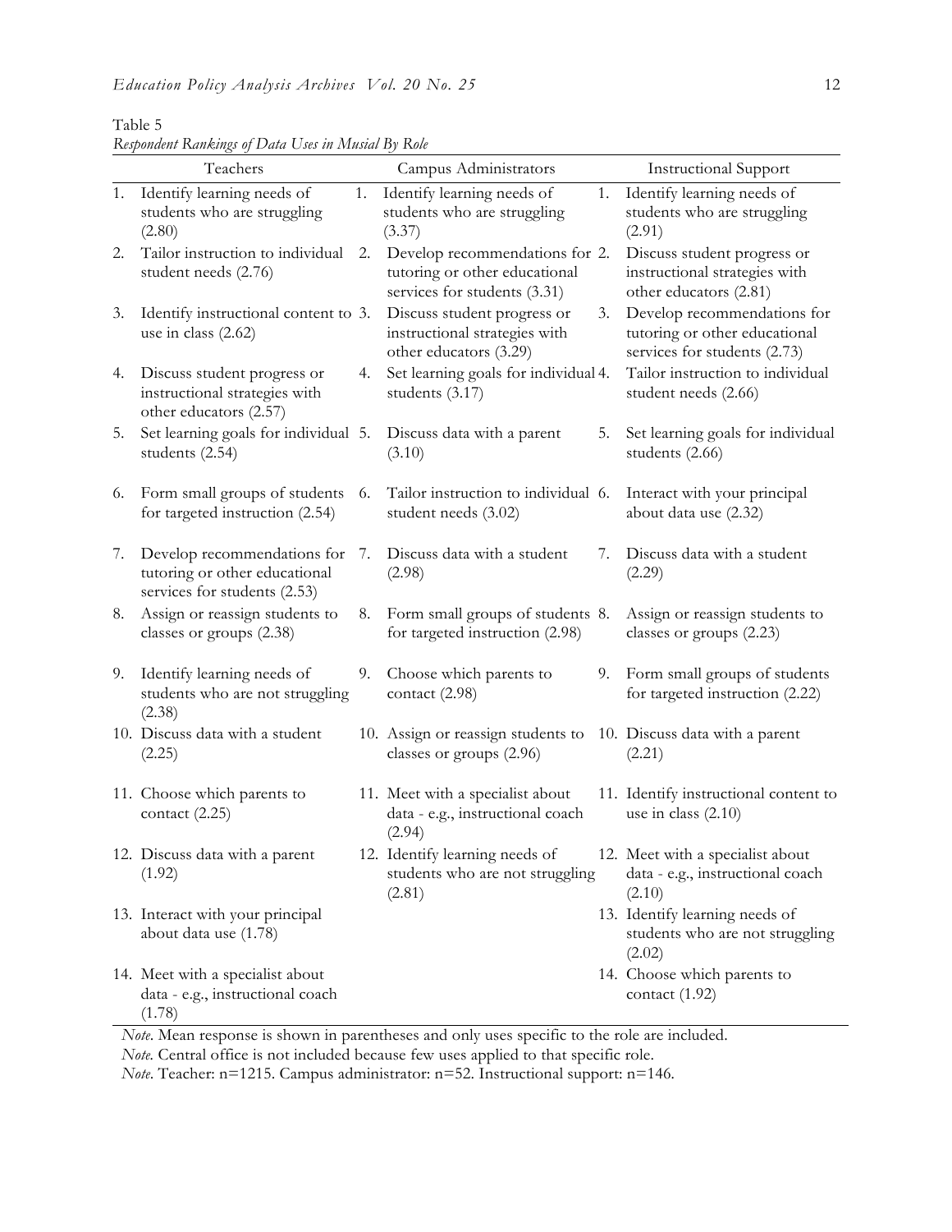Table 5
*Respondent Rankings of Data Uses in Musial By Role*

| Teachers | Campus Administrators | Instructional Support |
|---|---|---|
| 1. Identify learning needs of students who are struggling (2.80) | 1. Identify learning needs of students who are struggling (3.37) | 1. Identify learning needs of students who are struggling (2.91) |
| 2. Tailor instruction to individual student needs (2.76) | 2. Develop recommendations for tutoring or other educational services for students (3.31) | 2. Discuss student progress or instructional strategies with other educators (2.81) |
| 3. Identify instructional content to use in class (2.62) | 3. Discuss student progress or instructional strategies with other educators (3.29) | 3. Develop recommendations for tutoring or other educational services for students (2.73) |
| 4. Discuss student progress or instructional strategies with other educators (2.57) | 4. Set learning goals for individual students (3.17) | 4. Tailor instruction to individual student needs (2.66) |
| 5. Set learning goals for individual students (2.54) | 5. Discuss data with a parent (3.10) | 5. Set learning goals for individual students (2.66) |
| 6. Form small groups of students for targeted instruction (2.54) | 6. Tailor instruction to individual student needs (3.02) | 6. Interact with your principal about data use (2.32) |
| 7. Develop recommendations for tutoring or other educational services for students (2.53) | 7. Discuss data with a student (2.98) | 7. Discuss data with a student (2.29) |
| 8. Assign or reassign students to classes or groups (2.38) | 8. Form small groups of students for targeted instruction (2.98) | 8. Assign or reassign students to classes or groups (2.23) |
| 9. Identify learning needs of students who are not struggling (2.38) | 9. Choose which parents to contact (2.98) | 9. Form small groups of students for targeted instruction (2.22) |
| 10. Discuss data with a student (2.25) | 10. Assign or reassign students to classes or groups (2.96) | 10. Discuss data with a parent (2.21) |
| 11. Choose which parents to contact (2.25) | 11. Meet with a specialist about data - e.g., instructional coach (2.94) | 11. Identify instructional content to use in class (2.10) |
| 12. Discuss data with a parent (1.92) | 12. Identify learning needs of students who are not struggling (2.81) | 12. Meet with a specialist about data - e.g., instructional coach (2.10) |
| 13. Interact with your principal about data use (1.78) | | 13. Identify learning needs of students who are not struggling (2.02) |
| 14. Meet with a specialist about data - e.g., instructional coach (1.78) | | 14. Choose which parents to contact (1.92) |

*Note*. Mean response is shown in parentheses and only uses specific to the role are included.
*Note.* Central office is not included because few uses applied to that specific role.
*Note.* Teacher: n=1215. Campus administrator: n=52. Instructional support: n=146.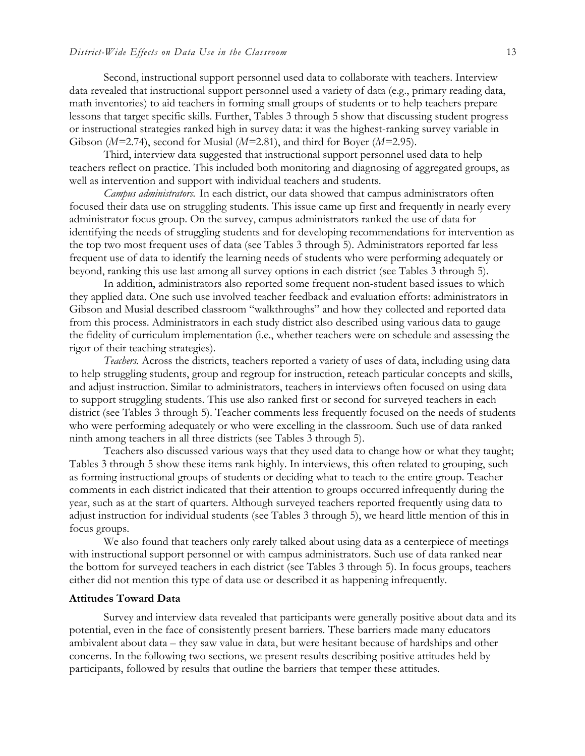Second, instructional support personnel used data to collaborate with teachers. Interview data revealed that instructional support personnel used a variety of data (e.g., primary reading data, math inventories) to aid teachers in forming small groups of students or to help teachers prepare lessons that target specific skills. Further, Tables 3 through 5 show that discussing student progress or instructional strategies ranked high in survey data: it was the highest-ranking survey variable in Gibson ($M$=2.74), second for Musial ($M$=2.81), and third for Boyer ($M$=2.95).

Third, interview data suggested that instructional support personnel used data to help teachers reflect on practice. This included both monitoring and diagnosing of aggregated groups, as well as intervention and support with individual teachers and students.

*Campus administrators.* In each district, our data showed that campus administrators often focused their data use on struggling students. This issue came up first and frequently in nearly every administrator focus group. On the survey, campus administrators ranked the use of data for identifying the needs of struggling students and for developing recommendations for intervention as the top two most frequent uses of data (see Tables 3 through 5). Administrators reported far less frequent use of data to identify the learning needs of students who were performing adequately or beyond, ranking this use last among all survey options in each district (see Tables 3 through 5).

In addition, administrators also reported some frequent non-student based issues to which they applied data. One such use involved teacher feedback and evaluation efforts: administrators in Gibson and Musial described classroom "walkthroughs" and how they collected and reported data from this process. Administrators in each study district also described using various data to gauge the fidelity of curriculum implementation (i.e., whether teachers were on schedule and assessing the rigor of their teaching strategies).

*Teachers.* Across the districts, teachers reported a variety of uses of data, including using data to help struggling students, group and regroup for instruction, reteach particular concepts and skills, and adjust instruction. Similar to administrators, teachers in interviews often focused on using data to support struggling students. This use also ranked first or second for surveyed teachers in each district (see Tables 3 through 5). Teacher comments less frequently focused on the needs of students who were performing adequately or who were excelling in the classroom. Such use of data ranked ninth among teachers in all three districts (see Tables 3 through 5).

Teachers also discussed various ways that they used data to change how or what they taught; Tables 3 through 5 show these items rank highly. In interviews, this often related to grouping, such as forming instructional groups of students or deciding what to teach to the entire group. Teacher comments in each district indicated that their attention to groups occurred infrequently during the year, such as at the start of quarters. Although surveyed teachers reported frequently using data to adjust instruction for individual students (see Tables 3 through 5), we heard little mention of this in focus groups.

We also found that teachers only rarely talked about using data as a centerpiece of meetings with instructional support personnel or with campus administrators. Such use of data ranked near the bottom for surveyed teachers in each district (see Tables 3 through 5). In focus groups, teachers either did not mention this type of data use or described it as happening infrequently.

### Attitudes Toward Data

Survey and interview data revealed that participants were generally positive about data and its potential, even in the face of consistently present barriers. These barriers made many educators ambivalent about data – they saw value in data, but were hesitant because of hardships and other concerns. In the following two sections, we present results describing positive attitudes held by participants, followed by results that outline the barriers that temper these attitudes.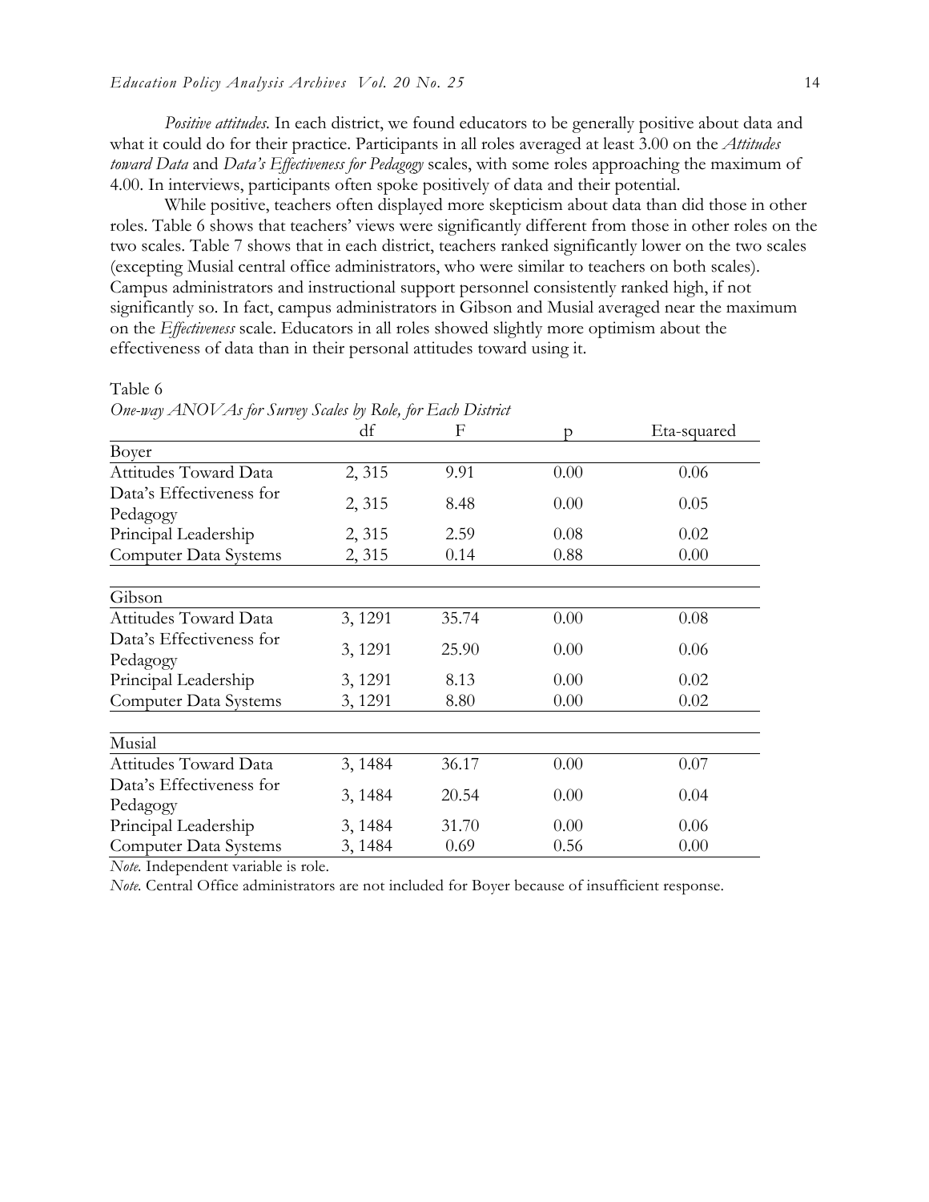*Positive attitudes.* In each district, we found educators to be generally positive about data and what it could do for their practice. Participants in all roles averaged at least 3.00 on the *Attitudes toward Data* and *Data's Effectiveness for Pedagogy* scales, with some roles approaching the maximum of 4.00. In interviews, participants often spoke positively of data and their potential.

While positive, teachers often displayed more skepticism about data than did those in other roles. Table 6 shows that teachers' views were significantly different from those in other roles on the two scales. Table 7 shows that in each district, teachers ranked significantly lower on the two scales (excepting Musial central office administrators, who were similar to teachers on both scales). Campus administrators and instructional support personnel consistently ranked high, if not significantly so. In fact, campus administrators in Gibson and Musial averaged near the maximum on the *Effectiveness* scale. Educators in all roles showed slightly more optimism about the effectiveness of data than in their personal attitudes toward using it.

Table 6

*One-way ANOVAs for Survey Scales by Role, for Each District*

| | df | F | p | Eta-squared |
|---|---|---|---|---|
| Boyer | | | | |
| Attitudes Toward Data | 2, 315 | 9.91 | 0.00 | 0.06 |
| Data's Effectiveness for Pedagogy | 2, 315 | 8.48 | 0.00 | 0.05 |
| Principal Leadership | 2, 315 | 2.59 | 0.08 | 0.02 |
| Computer Data Systems | 2, 315 | 0.14 | 0.88 | 0.00 |
| Gibson | | | | |
| Attitudes Toward Data | 3, 1291 | 35.74 | 0.00 | 0.08 |
| Data's Effectiveness for Pedagogy | 3, 1291 | 25.90 | 0.00 | 0.06 |
| Principal Leadership | 3, 1291 | 8.13 | 0.00 | 0.02 |
| Computer Data Systems | 3, 1291 | 8.80 | 0.00 | 0.02 |
| Musial | | | | |
| Attitudes Toward Data | 3, 1484 | 36.17 | 0.00 | 0.07 |
| Data's Effectiveness for Pedagogy | 3, 1484 | 20.54 | 0.00 | 0.04 |
| Principal Leadership | 3, 1484 | 31.70 | 0.00 | 0.06 |
| Computer Data Systems | 3, 1484 | 0.69 | 0.56 | 0.00 |

*Note.* Independent variable is role.

*Note.* Central Office administrators are not included for Boyer because of insufficient response.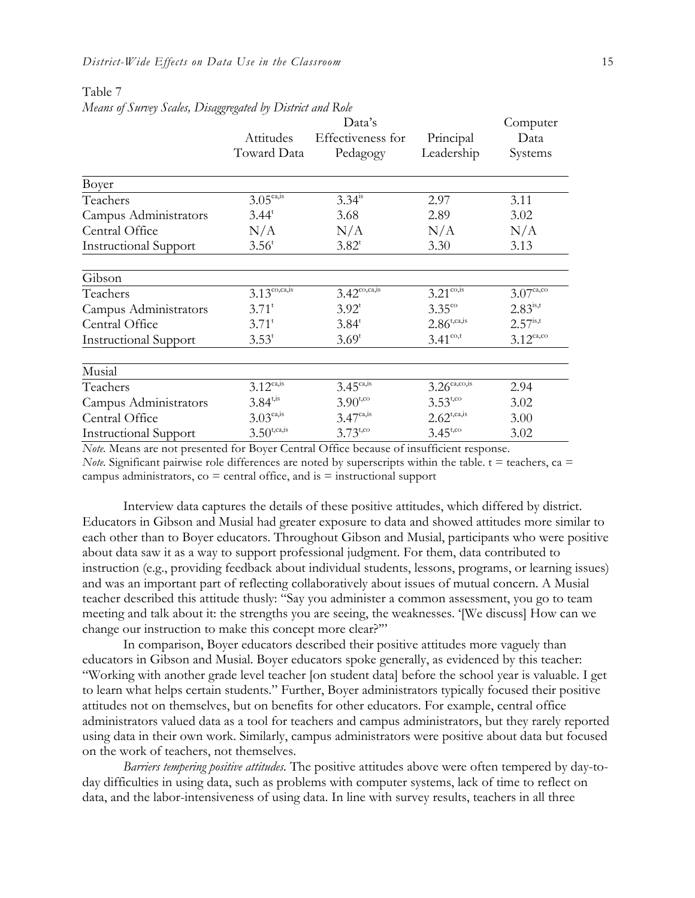Table 7

*Means of Survey Scales, Disaggregated by District and Role*

| | Attitudes Toward Data | Data's Effectiveness for Pedagogy | Principal Leadership | Computer Data Systems |
|---|---|---|---|---|
| **Boyer** | | | | |
| Teachers | $3.05^{ca,is}$ | $3.34^{is}$ | 2.97 | 3.11 |
| Campus Administrators | $3.44^{t}$ | 3.68 | 2.89 | 3.02 |
| Central Office | N/A | N/A | N/A | N/A |
| Instructional Support | $3.56^{t}$ | $3.82^{t}$ | 3.30 | 3.13 |
| **Gibson** | | | | |
| Teachers | $3.13^{co,ca,is}$ | $3.42^{co,ca,is}$ | $3.21^{co,is}$ | $3.07^{ca,co}$ |
| Campus Administrators | $3.71^{t}$ | $3.92^{t}$ | $3.35^{co}$ | $2.83^{is,t}$ |
| Central Office | $3.71^{t}$ | $3.84^{t}$ | $2.86^{t,ca,is}$ | $2.57^{is,t}$ |
| Instructional Support | $3.53^{t}$ | $3.69^{t}$ | $3.41^{co,t}$ | $3.12^{ca,co}$ |
| **Musial** | | | | |
| Teachers | $3.12^{ca,is}$ | $3.45^{ca,is}$ | $3.26^{ca,co,is}$ | 2.94 |
| Campus Administrators | $3.84^{t,is}$ | $3.90^{t,co}$ | $3.53^{t,co}$ | 3.02 |
| Central Office | $3.03^{ca,is}$ | $3.47^{ca,is}$ | $2.62^{t,ca,is}$ | 3.00 |
| Instructional Support | $3.50^{t,ca,is}$ | $3.73^{t,co}$ | $3.45^{t,co}$ | 3.02 |

*Note.* Means are not presented for Boyer Central Office because of insufficient response.
*Note.* Significant pairwise role differences are noted by superscripts within the table. t = teachers, ca = campus administrators, co = central office, and is = instructional support

Interview data captures the details of these positive attitudes, which differed by district. Educators in Gibson and Musial had greater exposure to data and showed attitudes more similar to each other than to Boyer educators. Throughout Gibson and Musial, participants who were positive about data saw it as a way to support professional judgment. For them, data contributed to instruction (e.g., providing feedback about individual students, lessons, programs, or learning issues) and was an important part of reflecting collaboratively about issues of mutual concern. A Musial teacher described this attitude thusly: "Say you administer a common assessment, you go to team meeting and talk about it: the strengths you are seeing, the weaknesses. '[We discuss] How can we change our instruction to make this concept more clear?'"

In comparison, Boyer educators described their positive attitudes more vaguely than educators in Gibson and Musial. Boyer educators spoke generally, as evidenced by this teacher: "Working with another grade level teacher [on student data] before the school year is valuable. I get to learn what helps certain students." Further, Boyer administrators typically focused their positive attitudes not on themselves, but on benefits for other educators. For example, central office administrators valued data as a tool for teachers and campus administrators, but they rarely reported using data in their own work. Similarly, campus administrators were positive about data but focused on the work of teachers, not themselves.

*Barriers tempering positive attitudes.* The positive attitudes above were often tempered by day-to-day difficulties in using data, such as problems with computer systems, lack of time to reflect on data, and the labor-intensiveness of using data. In line with survey results, teachers in all three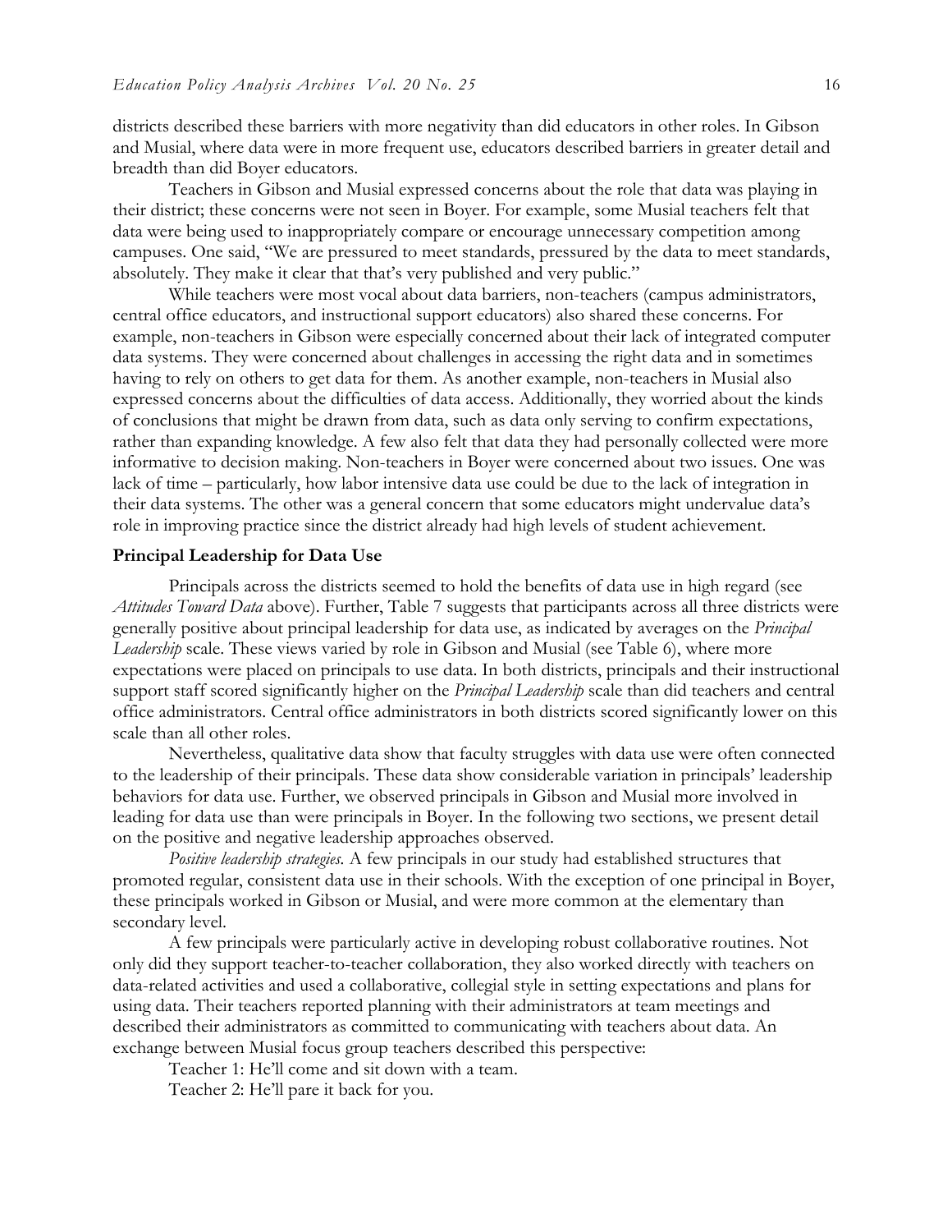districts described these barriers with more negativity than did educators in other roles. In Gibson and Musial, where data were in more frequent use, educators described barriers in greater detail and breadth than did Boyer educators.

Teachers in Gibson and Musial expressed concerns about the role that data was playing in their district; these concerns were not seen in Boyer. For example, some Musial teachers felt that data were being used to inappropriately compare or encourage unnecessary competition among campuses. One said, "We are pressured to meet standards, pressured by the data to meet standards, absolutely. They make it clear that that's very published and very public."

While teachers were most vocal about data barriers, non-teachers (campus administrators, central office educators, and instructional support educators) also shared these concerns. For example, non-teachers in Gibson were especially concerned about their lack of integrated computer data systems. They were concerned about challenges in accessing the right data and in sometimes having to rely on others to get data for them. As another example, non-teachers in Musial also expressed concerns about the difficulties of data access. Additionally, they worried about the kinds of conclusions that might be drawn from data, such as data only serving to confirm expectations, rather than expanding knowledge. A few also felt that data they had personally collected were more informative to decision making. Non-teachers in Boyer were concerned about two issues. One was lack of time – particularly, how labor intensive data use could be due to the lack of integration in their data systems. The other was a general concern that some educators might undervalue data's role in improving practice since the district already had high levels of student achievement.

## Principal Leadership for Data Use

Principals across the districts seemed to hold the benefits of data use in high regard (see *Attitudes Toward Data* above). Further, Table 7 suggests that participants across all three districts were generally positive about principal leadership for data use, as indicated by averages on the *Principal Leadership* scale. These views varied by role in Gibson and Musial (see Table 6), where more expectations were placed on principals to use data. In both districts, principals and their instructional support staff scored significantly higher on the *Principal Leadership* scale than did teachers and central office administrators. Central office administrators in both districts scored significantly lower on this scale than all other roles.

Nevertheless, qualitative data show that faculty struggles with data use were often connected to the leadership of their principals. These data show considerable variation in principals' leadership behaviors for data use. Further, we observed principals in Gibson and Musial more involved in leading for data use than were principals in Boyer. In the following two sections, we present detail on the positive and negative leadership approaches observed.

*Positive leadership strategies.* A few principals in our study had established structures that promoted regular, consistent data use in their schools. With the exception of one principal in Boyer, these principals worked in Gibson or Musial, and were more common at the elementary than secondary level.

A few principals were particularly active in developing robust collaborative routines. Not only did they support teacher-to-teacher collaboration, they also worked directly with teachers on data-related activities and used a collaborative, collegial style in setting expectations and plans for using data. Their teachers reported planning with their administrators at team meetings and described their administrators as committed to communicating with teachers about data. An exchange between Musial focus group teachers described this perspective:

Teacher 1: He'll come and sit down with a team.

Teacher 2: He'll pare it back for you.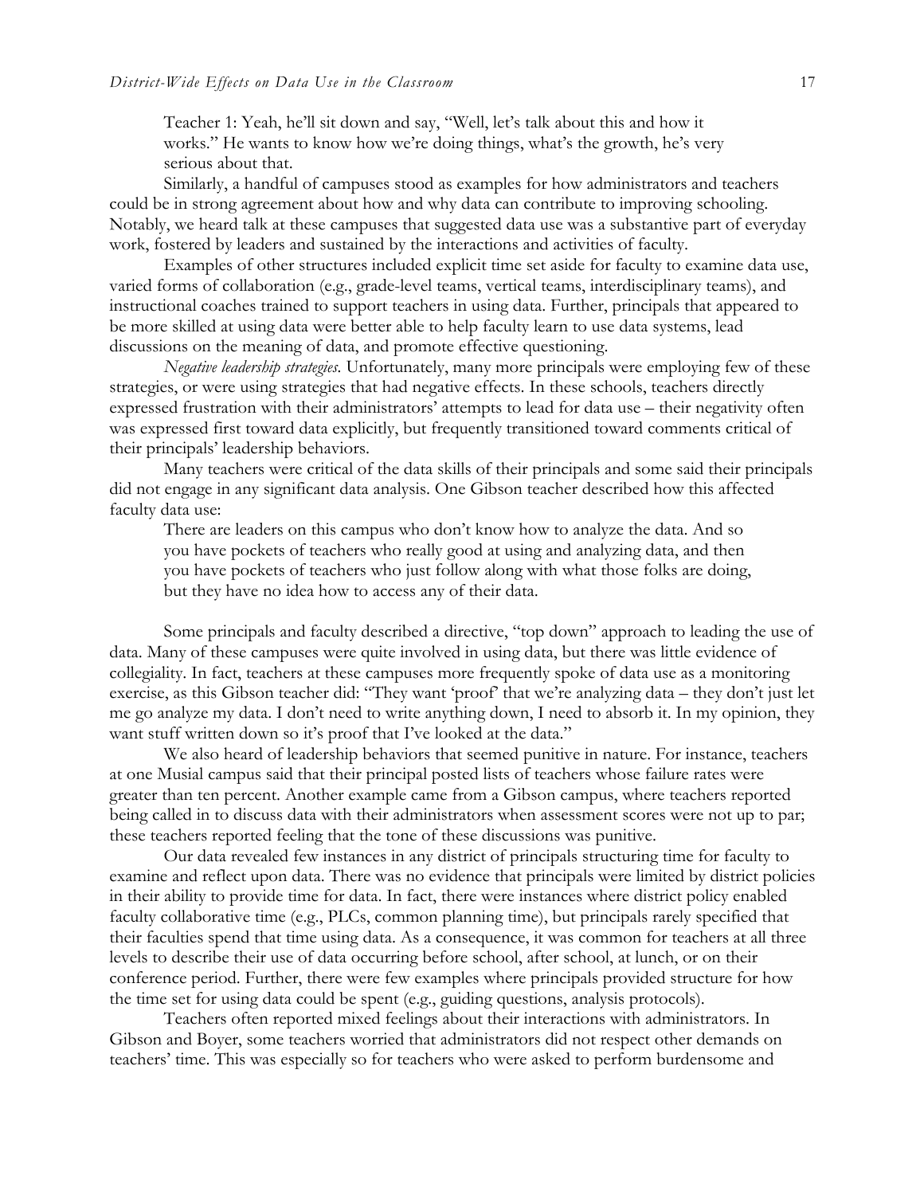Teacher 1: Yeah, he'll sit down and say, "Well, let's talk about this and how it works." He wants to know how we're doing things, what's the growth, he's very serious about that.

Similarly, a handful of campuses stood as examples for how administrators and teachers could be in strong agreement about how and why data can contribute to improving schooling. Notably, we heard talk at these campuses that suggested data use was a substantive part of everyday work, fostered by leaders and sustained by the interactions and activities of faculty.

Examples of other structures included explicit time set aside for faculty to examine data use, varied forms of collaboration (e.g., grade-level teams, vertical teams, interdisciplinary teams), and instructional coaches trained to support teachers in using data. Further, principals that appeared to be more skilled at using data were better able to help faculty learn to use data systems, lead discussions on the meaning of data, and promote effective questioning.

*Negative leadership strategies.* Unfortunately, many more principals were employing few of these strategies, or were using strategies that had negative effects. In these schools, teachers directly expressed frustration with their administrators' attempts to lead for data use – their negativity often was expressed first toward data explicitly, but frequently transitioned toward comments critical of their principals' leadership behaviors.

Many teachers were critical of the data skills of their principals and some said their principals did not engage in any significant data analysis. One Gibson teacher described how this affected faculty data use:

> There are leaders on this campus who don't know how to analyze the data. And so you have pockets of teachers who really good at using and analyzing data, and then you have pockets of teachers who just follow along with what those folks are doing, but they have no idea how to access any of their data.

Some principals and faculty described a directive, "top down" approach to leading the use of data. Many of these campuses were quite involved in using data, but there was little evidence of collegiality. In fact, teachers at these campuses more frequently spoke of data use as a monitoring exercise, as this Gibson teacher did: "They want 'proof' that we're analyzing data – they don't just let me go analyze my data. I don't need to write anything down, I need to absorb it. In my opinion, they want stuff written down so it's proof that I've looked at the data."

We also heard of leadership behaviors that seemed punitive in nature. For instance, teachers at one Musial campus said that their principal posted lists of teachers whose failure rates were greater than ten percent. Another example came from a Gibson campus, where teachers reported being called in to discuss data with their administrators when assessment scores were not up to par; these teachers reported feeling that the tone of these discussions was punitive.

Our data revealed few instances in any district of principals structuring time for faculty to examine and reflect upon data. There was no evidence that principals were limited by district policies in their ability to provide time for data. In fact, there were instances where district policy enabled faculty collaborative time (e.g., PLCs, common planning time), but principals rarely specified that their faculties spend that time using data. As a consequence, it was common for teachers at all three levels to describe their use of data occurring before school, after school, at lunch, or on their conference period. Further, there were few examples where principals provided structure for how the time set for using data could be spent (e.g., guiding questions, analysis protocols).

Teachers often reported mixed feelings about their interactions with administrators. In Gibson and Boyer, some teachers worried that administrators did not respect other demands on teachers' time. This was especially so for teachers who were asked to perform burdensome and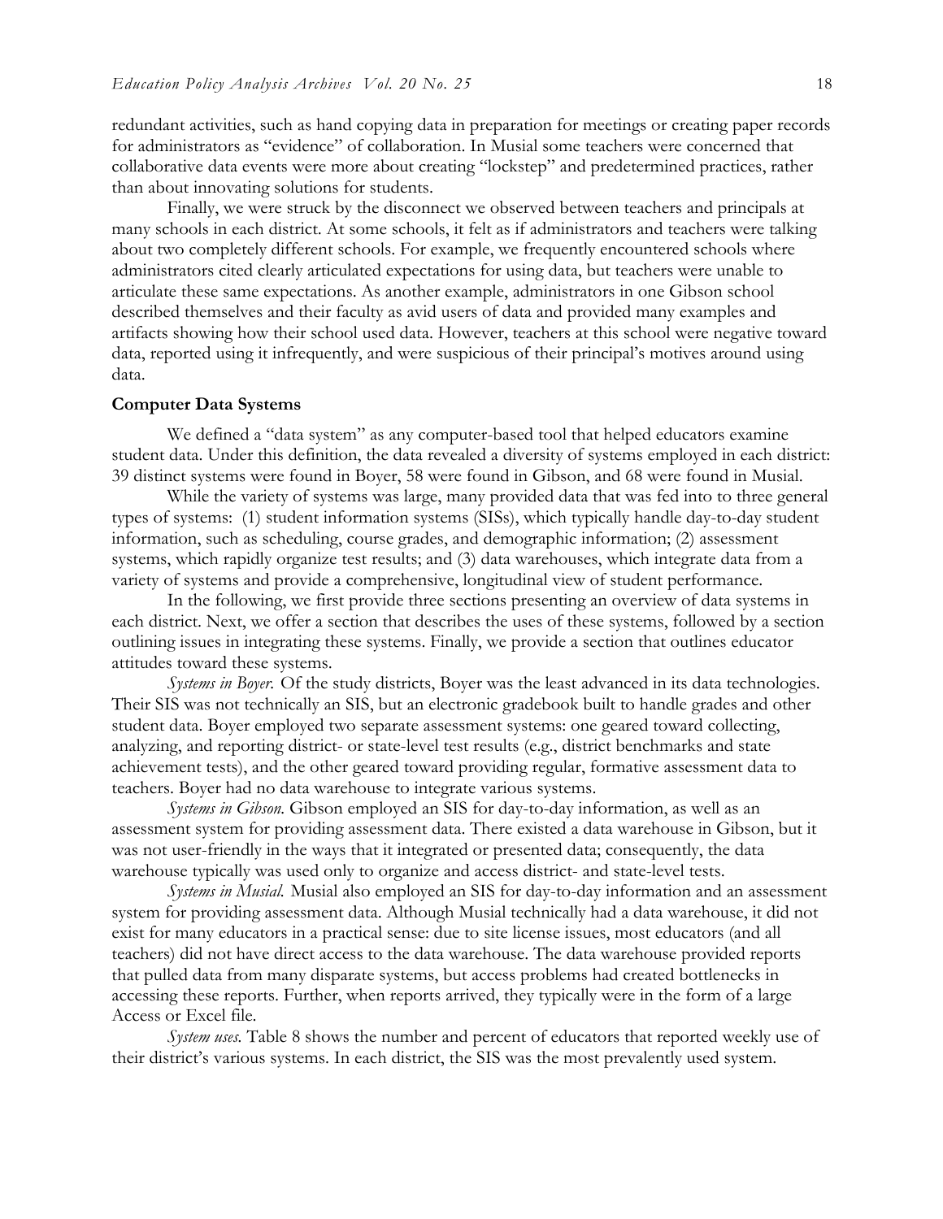redundant activities, such as hand copying data in preparation for meetings or creating paper records for administrators as "evidence" of collaboration. In Musial some teachers were concerned that collaborative data events were more about creating "lockstep" and predetermined practices, rather than about innovating solutions for students.

Finally, we were struck by the disconnect we observed between teachers and principals at many schools in each district. At some schools, it felt as if administrators and teachers were talking about two completely different schools. For example, we frequently encountered schools where administrators cited clearly articulated expectations for using data, but teachers were unable to articulate these same expectations. As another example, administrators in one Gibson school described themselves and their faculty as avid users of data and provided many examples and artifacts showing how their school used data. However, teachers at this school were negative toward data, reported using it infrequently, and were suspicious of their principal's motives around using data.

### Computer Data Systems

We defined a "data system" as any computer-based tool that helped educators examine student data. Under this definition, the data revealed a diversity of systems employed in each district: 39 distinct systems were found in Boyer, 58 were found in Gibson, and 68 were found in Musial.

While the variety of systems was large, many provided data that was fed into to three general types of systems: (1) student information systems (SISs), which typically handle day-to-day student information, such as scheduling, course grades, and demographic information; (2) assessment systems, which rapidly organize test results; and (3) data warehouses, which integrate data from a variety of systems and provide a comprehensive, longitudinal view of student performance.

In the following, we first provide three sections presenting an overview of data systems in each district. Next, we offer a section that describes the uses of these systems, followed by a section outlining issues in integrating these systems. Finally, we provide a section that outlines educator attitudes toward these systems.

*Systems in Boyer.* Of the study districts, Boyer was the least advanced in its data technologies. Their SIS was not technically an SIS, but an electronic gradebook built to handle grades and other student data. Boyer employed two separate assessment systems: one geared toward collecting, analyzing, and reporting district- or state-level test results (e.g., district benchmarks and state achievement tests), and the other geared toward providing regular, formative assessment data to teachers. Boyer had no data warehouse to integrate various systems.

*Systems in Gibson.* Gibson employed an SIS for day-to-day information, as well as an assessment system for providing assessment data. There existed a data warehouse in Gibson, but it was not user-friendly in the ways that it integrated or presented data; consequently, the data warehouse typically was used only to organize and access district- and state-level tests.

*Systems in Musial.* Musial also employed an SIS for day-to-day information and an assessment system for providing assessment data. Although Musial technically had a data warehouse, it did not exist for many educators in a practical sense: due to site license issues, most educators (and all teachers) did not have direct access to the data warehouse. The data warehouse provided reports that pulled data from many disparate systems, but access problems had created bottlenecks in accessing these reports. Further, when reports arrived, they typically were in the form of a large Access or Excel file.

*System uses.* Table 8 shows the number and percent of educators that reported weekly use of their district's various systems. In each district, the SIS was the most prevalently used system.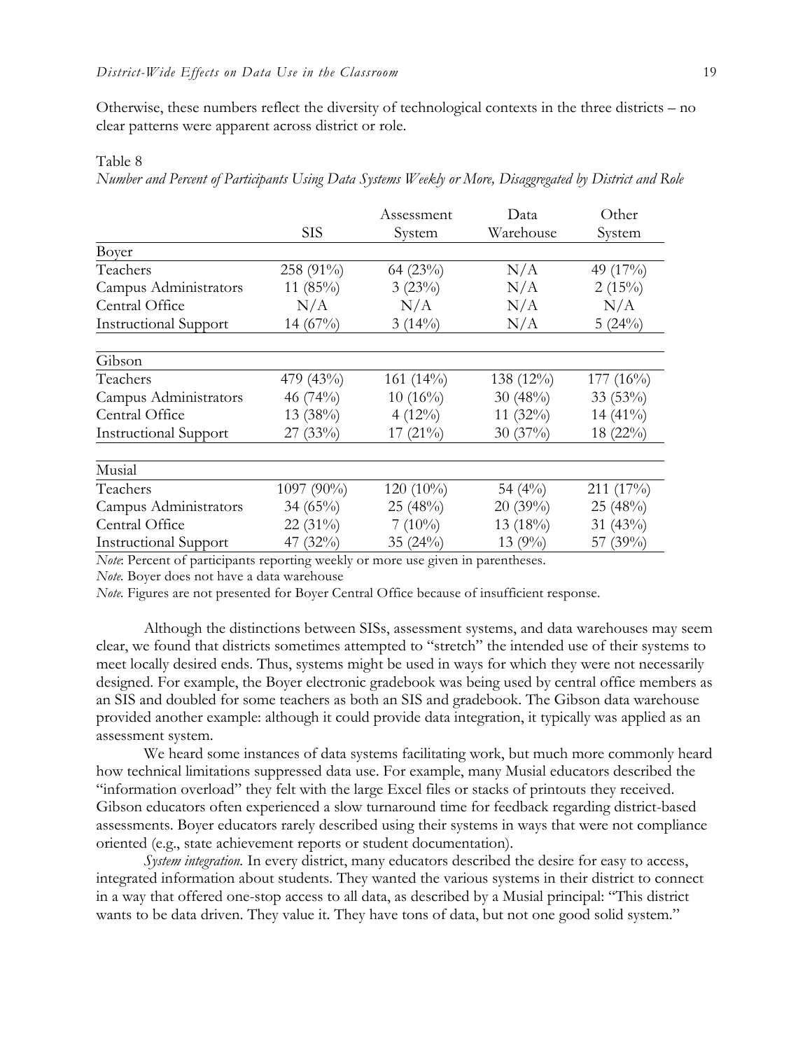Otherwise, these numbers reflect the diversity of technological contexts in the three districts – no clear patterns were apparent across district or role.

Table 8

*Number and Percent of Participants Using Data Systems Weekly or More, Disaggregated by District and Role*

| | SIS | Assessment System | Data Warehouse | Other System |
|---|---|---|---|---|
| Boyer | | | | |
| Teachers | 258 (91%) | 64 (23%) | N/A | 49 (17%) |
| Campus Administrators | 11 (85%) | 3 (23%) | N/A | 2 (15%) |
| Central Office | N/A | N/A | N/A | N/A |
| Instructional Support | 14 (67%) | 3 (14%) | N/A | 5 (24%) |
| Gibson | | | | |
| Teachers | 479 (43%) | 161 (14%) | 138 (12%) | 177 (16%) |
| Campus Administrators | 46 (74%) | 10 (16%) | 30 (48%) | 33 (53%) |
| Central Office | 13 (38%) | 4 (12%) | 11 (32%) | 14 (41%) |
| Instructional Support | 27 (33%) | 17 (21%) | 30 (37%) | 18 (22%) |
| Musial | | | | |
| Teachers | 1097 (90%) | 120 (10%) | 54 (4%) | 211 (17%) |
| Campus Administrators | 34 (65%) | 25 (48%) | 20 (39%) | 25 (48%) |
| Central Office | 22 (31%) | 7 (10%) | 13 (18%) | 31 (43%) |
| Instructional Support | 47 (32%) | 35 (24%) | 13 (9%) | 57 (39%) |

*Note*: Percent of participants reporting weekly or more use given in parentheses.
*Note.* Boyer does not have a data warehouse
*Note.* Figures are not presented for Boyer Central Office because of insufficient response.

Although the distinctions between SISs, assessment systems, and data warehouses may seem clear, we found that districts sometimes attempted to "stretch" the intended use of their systems to meet locally desired ends. Thus, systems might be used in ways for which they were not necessarily designed. For example, the Boyer electronic gradebook was being used by central office members as an SIS and doubled for some teachers as both an SIS and gradebook. The Gibson data warehouse provided another example: although it could provide data integration, it typically was applied as an assessment system.

We heard some instances of data systems facilitating work, but much more commonly heard how technical limitations suppressed data use. For example, many Musial educators described the "information overload" they felt with the large Excel files or stacks of printouts they received. Gibson educators often experienced a slow turnaround time for feedback regarding district-based assessments. Boyer educators rarely described using their systems in ways that were not compliance oriented (e.g., state achievement reports or student documentation).

*System integration.* In every district, many educators described the desire for easy to access, integrated information about students. They wanted the various systems in their district to connect in a way that offered one-stop access to all data, as described by a Musial principal: "This district wants to be data driven. They value it. They have tons of data, but not one good solid system."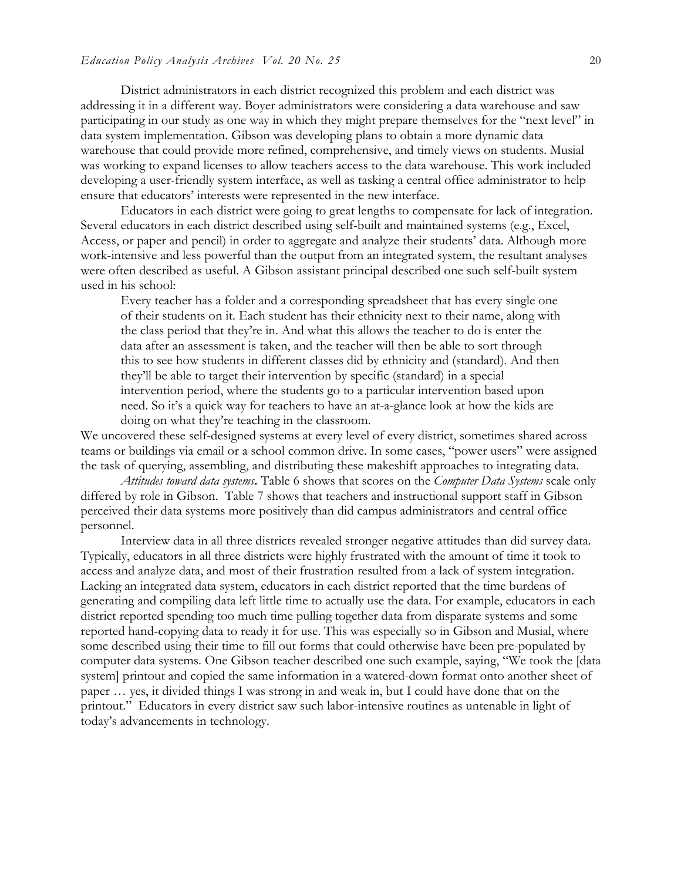District administrators in each district recognized this problem and each district was addressing it in a different way. Boyer administrators were considering a data warehouse and saw participating in our study as one way in which they might prepare themselves for the "next level" in data system implementation. Gibson was developing plans to obtain a more dynamic data warehouse that could provide more refined, comprehensive, and timely views on students. Musial was working to expand licenses to allow teachers access to the data warehouse. This work included developing a user-friendly system interface, as well as tasking a central office administrator to help ensure that educators' interests were represented in the new interface.

Educators in each district were going to great lengths to compensate for lack of integration. Several educators in each district described using self-built and maintained systems (e.g., Excel, Access, or paper and pencil) in order to aggregate and analyze their students' data. Although more work-intensive and less powerful than the output from an integrated system, the resultant analyses were often described as useful. A Gibson assistant principal described one such self-built system used in his school:

> Every teacher has a folder and a corresponding spreadsheet that has every single one of their students on it. Each student has their ethnicity next to their name, along with the class period that they're in. And what this allows the teacher to do is enter the data after an assessment is taken, and the teacher will then be able to sort through this to see how students in different classes did by ethnicity and (standard). And then they'll be able to target their intervention by specific (standard) in a special intervention period, where the students go to a particular intervention based upon need. So it's a quick way for teachers to have an at-a-glance look at how the kids are doing on what they're teaching in the classroom.

We uncovered these self-designed systems at every level of every district, sometimes shared across teams or buildings via email or a school common drive. In some cases, "power users" were assigned the task of querying, assembling, and distributing these makeshift approaches to integrating data.

***Attitudes toward data systems*.** Table 6 shows that scores on the *Computer Data Systems* scale only differed by role in Gibson. Table 7 shows that teachers and instructional support staff in Gibson perceived their data systems more positively than did campus administrators and central office personnel.

Interview data in all three districts revealed stronger negative attitudes than did survey data. Typically, educators in all three districts were highly frustrated with the amount of time it took to access and analyze data, and most of their frustration resulted from a lack of system integration. Lacking an integrated data system, educators in each district reported that the time burdens of generating and compiling data left little time to actually use the data. For example, educators in each district reported spending too much time pulling together data from disparate systems and some reported hand-copying data to ready it for use. This was especially so in Gibson and Musial, where some described using their time to fill out forms that could otherwise have been pre-populated by computer data systems. One Gibson teacher described one such example, saying, "We took the [data system] printout and copied the same information in a watered-down format onto another sheet of paper … yes, it divided things I was strong in and weak in, but I could have done that on the printout." Educators in every district saw such labor-intensive routines as untenable in light of today's advancements in technology.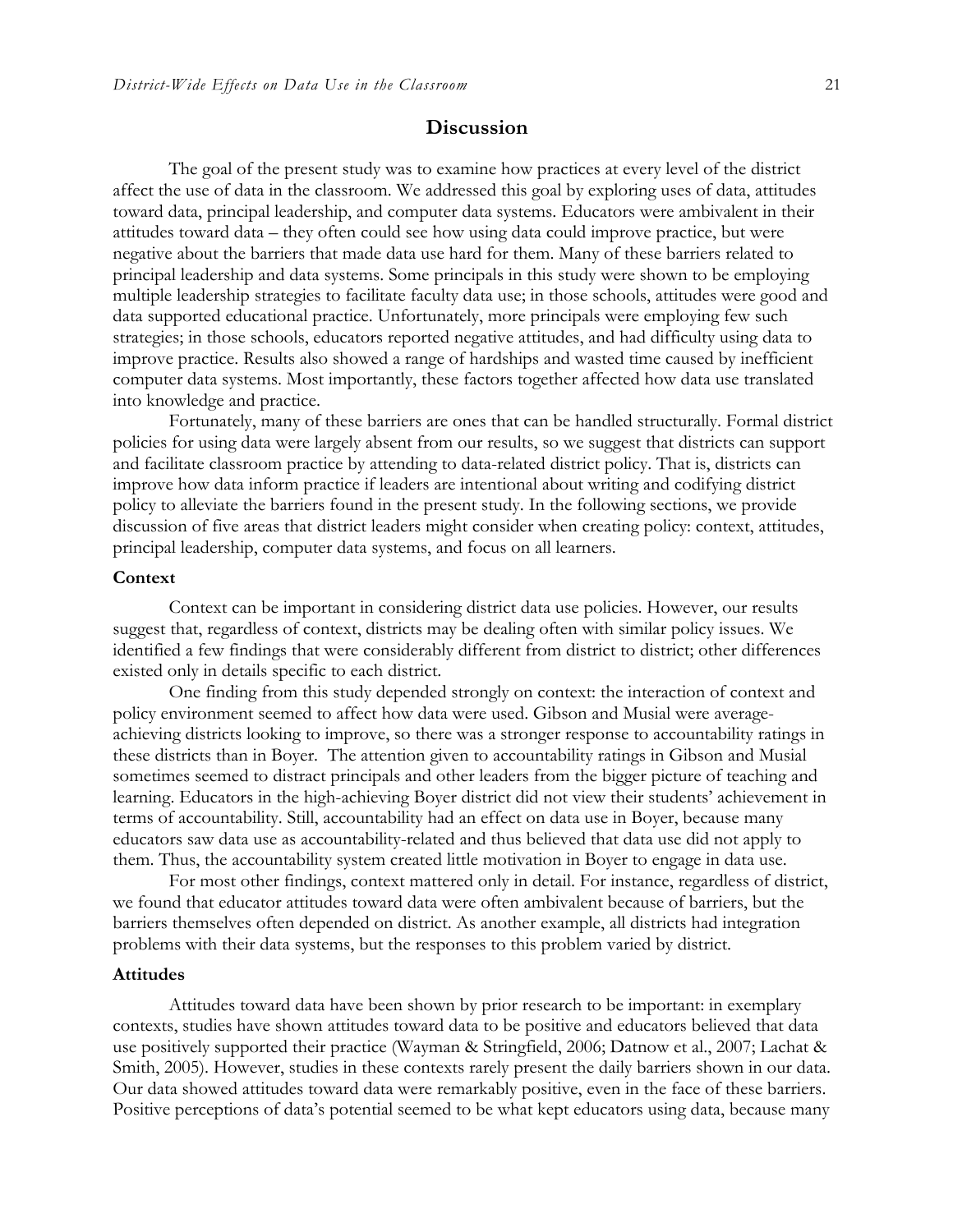# Discussion

The goal of the present study was to examine how practices at every level of the district affect the use of data in the classroom. We addressed this goal by exploring uses of data, attitudes toward data, principal leadership, and computer data systems. Educators were ambivalent in their attitudes toward data – they often could see how using data could improve practice, but were negative about the barriers that made data use hard for them. Many of these barriers related to principal leadership and data systems. Some principals in this study were shown to be employing multiple leadership strategies to facilitate faculty data use; in those schools, attitudes were good and data supported educational practice. Unfortunately, more principals were employing few such strategies; in those schools, educators reported negative attitudes, and had difficulty using data to improve practice. Results also showed a range of hardships and wasted time caused by inefficient computer data systems. Most importantly, these factors together affected how data use translated into knowledge and practice.

Fortunately, many of these barriers are ones that can be handled structurally. Formal district policies for using data were largely absent from our results, so we suggest that districts can support and facilitate classroom practice by attending to data-related district policy. That is, districts can improve how data inform practice if leaders are intentional about writing and codifying district policy to alleviate the barriers found in the present study. In the following sections, we provide discussion of five areas that district leaders might consider when creating policy: context, attitudes, principal leadership, computer data systems, and focus on all learners.

### Context

Context can be important in considering district data use policies. However, our results suggest that, regardless of context, districts may be dealing often with similar policy issues. We identified a few findings that were considerably different from district to district; other differences existed only in details specific to each district.

One finding from this study depended strongly on context: the interaction of context and policy environment seemed to affect how data were used. Gibson and Musial were average-achieving districts looking to improve, so there was a stronger response to accountability ratings in these districts than in Boyer. The attention given to accountability ratings in Gibson and Musial sometimes seemed to distract principals and other leaders from the bigger picture of teaching and learning. Educators in the high-achieving Boyer district did not view their students' achievement in terms of accountability. Still, accountability had an effect on data use in Boyer, because many educators saw data use as accountability-related and thus believed that data use did not apply to them. Thus, the accountability system created little motivation in Boyer to engage in data use.

For most other findings, context mattered only in detail. For instance, regardless of district, we found that educator attitudes toward data were often ambivalent because of barriers, but the barriers themselves often depended on district. As another example, all districts had integration problems with their data systems, but the responses to this problem varied by district.

### Attitudes

Attitudes toward data have been shown by prior research to be important: in exemplary contexts, studies have shown attitudes toward data to be positive and educators believed that data use positively supported their practice (Wayman & Stringfield, 2006; Datnow et al., 2007; Lachat & Smith, 2005). However, studies in these contexts rarely present the daily barriers shown in our data. Our data showed attitudes toward data were remarkably positive, even in the face of these barriers. Positive perceptions of data's potential seemed to be what kept educators using data, because many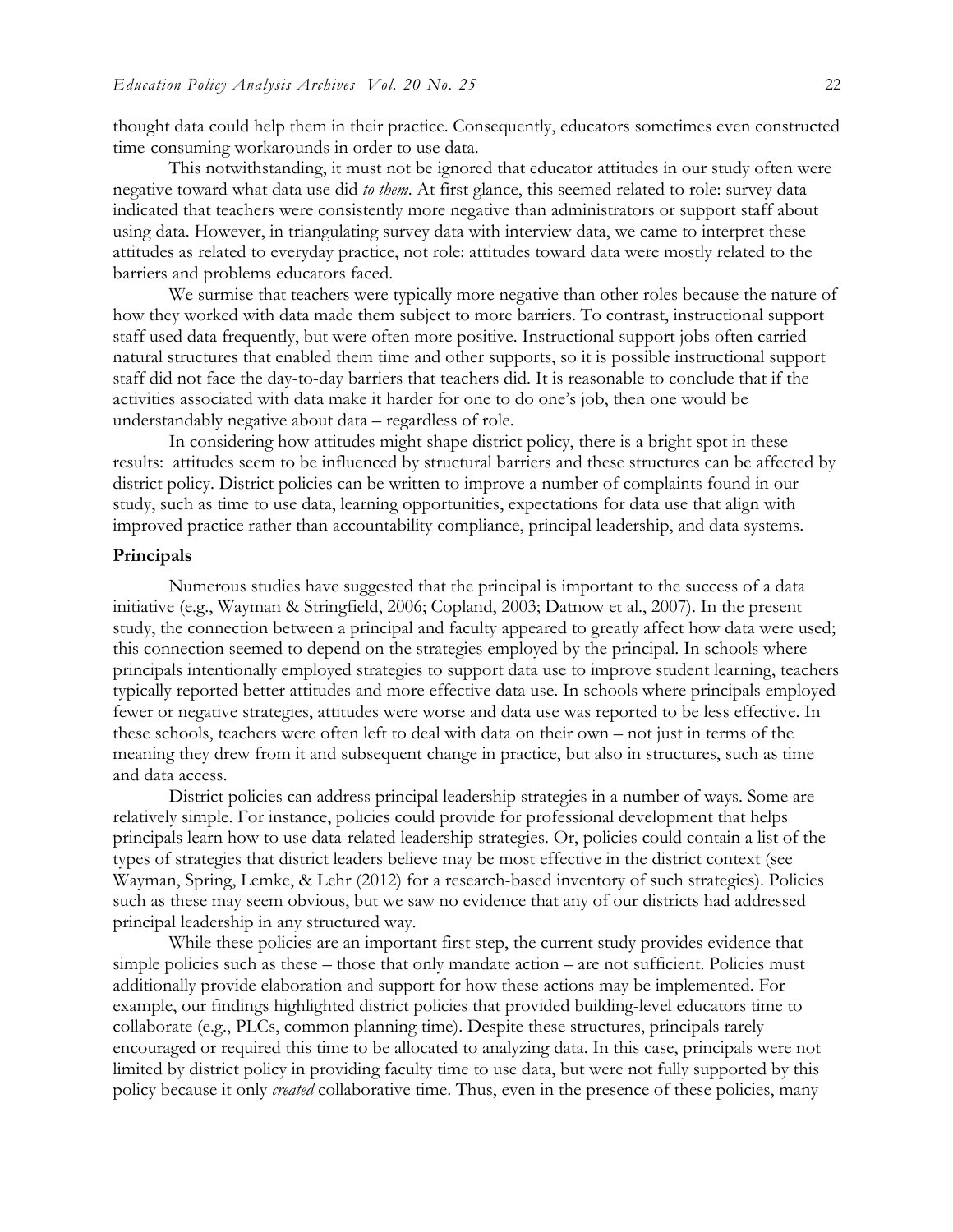thought data could help them in their practice. Consequently, educators sometimes even constructed time-consuming workarounds in order to use data.

This notwithstanding, it must not be ignored that educator attitudes in our study often were negative toward what data use did *to them*. At first glance, this seemed related to role: survey data indicated that teachers were consistently more negative than administrators or support staff about using data. However, in triangulating survey data with interview data, we came to interpret these attitudes as related to everyday practice, not role: attitudes toward data were mostly related to the barriers and problems educators faced.

We surmise that teachers were typically more negative than other roles because the nature of how they worked with data made them subject to more barriers. To contrast, instructional support staff used data frequently, but were often more positive. Instructional support jobs often carried natural structures that enabled them time and other supports, so it is possible instructional support staff did not face the day-to-day barriers that teachers did. It is reasonable to conclude that if the activities associated with data make it harder for one to do one's job, then one would be understandably negative about data – regardless of role.

In considering how attitudes might shape district policy, there is a bright spot in these results: attitudes seem to be influenced by structural barriers and these structures can be affected by district policy. District policies can be written to improve a number of complaints found in our study, such as time to use data, learning opportunities, expectations for data use that align with improved practice rather than accountability compliance, principal leadership, and data systems.

### Principals

Numerous studies have suggested that the principal is important to the success of a data initiative (e.g., Wayman & Stringfield, 2006; Copland, 2003; Datnow et al., 2007). In the present study, the connection between a principal and faculty appeared to greatly affect how data were used; this connection seemed to depend on the strategies employed by the principal. In schools where principals intentionally employed strategies to support data use to improve student learning, teachers typically reported better attitudes and more effective data use. In schools where principals employed fewer or negative strategies, attitudes were worse and data use was reported to be less effective. In these schools, teachers were often left to deal with data on their own – not just in terms of the meaning they drew from it and subsequent change in practice, but also in structures, such as time and data access.

District policies can address principal leadership strategies in a number of ways. Some are relatively simple. For instance, policies could provide for professional development that helps principals learn how to use data-related leadership strategies. Or, policies could contain a list of the types of strategies that district leaders believe may be most effective in the district context (see Wayman, Spring, Lemke, & Lehr (2012) for a research-based inventory of such strategies). Policies such as these may seem obvious, but we saw no evidence that any of our districts had addressed principal leadership in any structured way.

While these policies are an important first step, the current study provides evidence that simple policies such as these – those that only mandate action – are not sufficient. Policies must additionally provide elaboration and support for how these actions may be implemented. For example, our findings highlighted district policies that provided building-level educators time to collaborate (e.g., PLCs, common planning time). Despite these structures, principals rarely encouraged or required this time to be allocated to analyzing data. In this case, principals were not limited by district policy in providing faculty time to use data, but were not fully supported by this policy because it only *created* collaborative time. Thus, even in the presence of these policies, many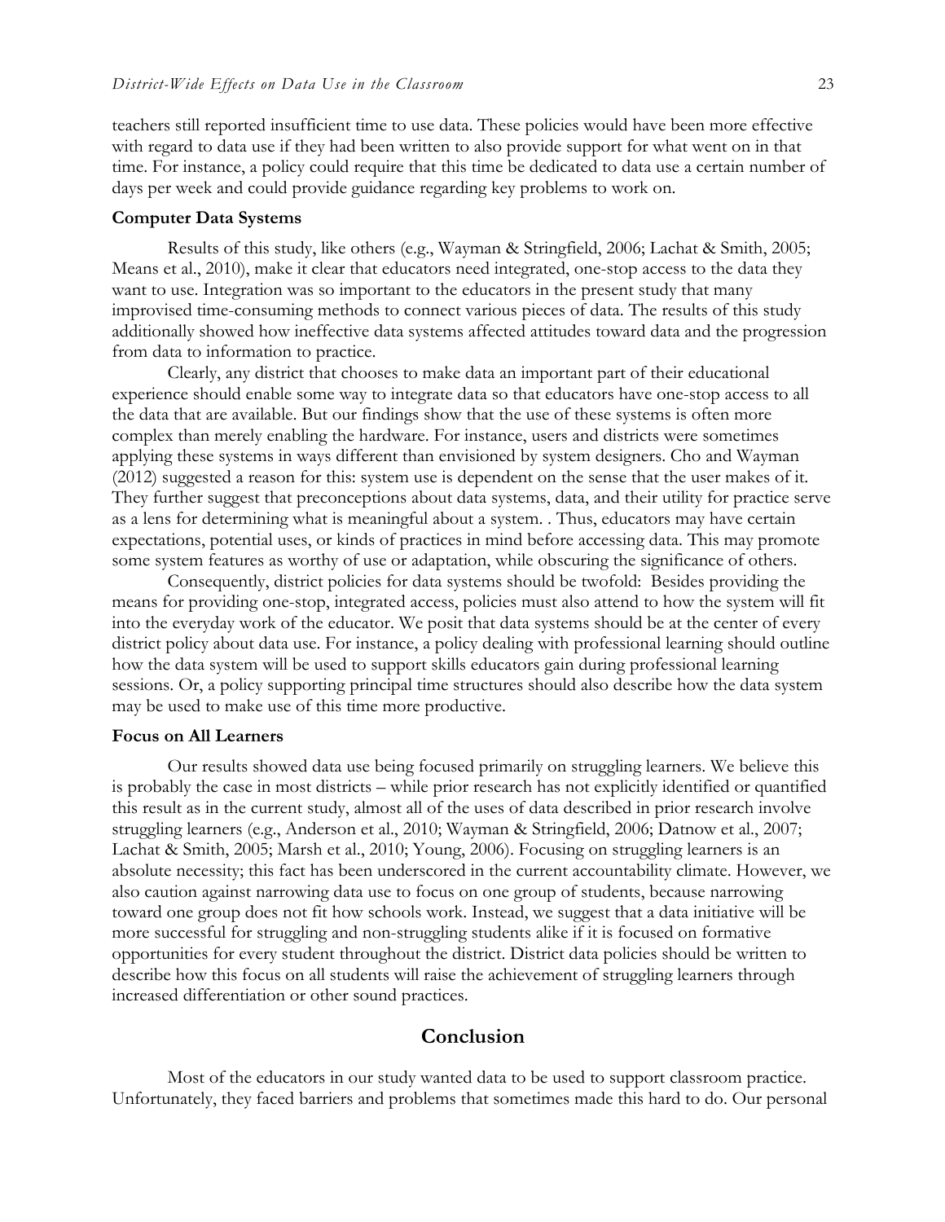teachers still reported insufficient time to use data. These policies would have been more effective with regard to data use if they had been written to also provide support for what went on in that time. For instance, a policy could require that this time be dedicated to data use a certain number of days per week and could provide guidance regarding key problems to work on.

### Computer Data Systems

Results of this study, like others (e.g., Wayman & Stringfield, 2006; Lachat & Smith, 2005; Means et al., 2010), make it clear that educators need integrated, one-stop access to the data they want to use. Integration was so important to the educators in the present study that many improvised time-consuming methods to connect various pieces of data. The results of this study additionally showed how ineffective data systems affected attitudes toward data and the progression from data to information to practice.

Clearly, any district that chooses to make data an important part of their educational experience should enable some way to integrate data so that educators have one-stop access to all the data that are available. But our findings show that the use of these systems is often more complex than merely enabling the hardware. For instance, users and districts were sometimes applying these systems in ways different than envisioned by system designers. Cho and Wayman (2012) suggested a reason for this: system use is dependent on the sense that the user makes of it. They further suggest that preconceptions about data systems, data, and their utility for practice serve as a lens for determining what is meaningful about a system. . Thus, educators may have certain expectations, potential uses, or kinds of practices in mind before accessing data. This may promote some system features as worthy of use or adaptation, while obscuring the significance of others.

Consequently, district policies for data systems should be twofold: Besides providing the means for providing one-stop, integrated access, policies must also attend to how the system will fit into the everyday work of the educator. We posit that data systems should be at the center of every district policy about data use. For instance, a policy dealing with professional learning should outline how the data system will be used to support skills educators gain during professional learning sessions. Or, a policy supporting principal time structures should also describe how the data system may be used to make use of this time more productive.

### Focus on All Learners

Our results showed data use being focused primarily on struggling learners. We believe this is probably the case in most districts – while prior research has not explicitly identified or quantified this result as in the current study, almost all of the uses of data described in prior research involve struggling learners (e.g., Anderson et al., 2010; Wayman & Stringfield, 2006; Datnow et al., 2007; Lachat & Smith, 2005; Marsh et al., 2010; Young, 2006). Focusing on struggling learners is an absolute necessity; this fact has been underscored in the current accountability climate. However, we also caution against narrowing data use to focus on one group of students, because narrowing toward one group does not fit how schools work. Instead, we suggest that a data initiative will be more successful for struggling and non-struggling students alike if it is focused on formative opportunities for every student throughout the district. District data policies should be written to describe how this focus on all students will raise the achievement of struggling learners through increased differentiation or other sound practices.

## Conclusion

Most of the educators in our study wanted data to be used to support classroom practice. Unfortunately, they faced barriers and problems that sometimes made this hard to do. Our personal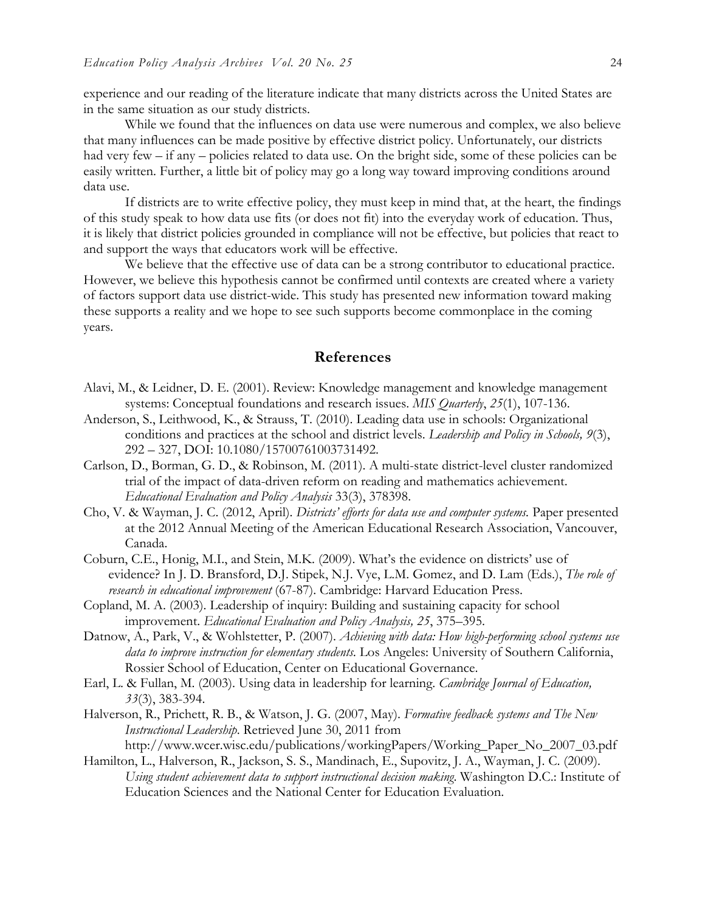experience and our reading of the literature indicate that many districts across the United States are in the same situation as our study districts.

While we found that the influences on data use were numerous and complex, we also believe that many influences can be made positive by effective district policy. Unfortunately, our districts had very few – if any – policies related to data use. On the bright side, some of these policies can be easily written. Further, a little bit of policy may go a long way toward improving conditions around data use.

If districts are to write effective policy, they must keep in mind that, at the heart, the findings of this study speak to how data use fits (or does not fit) into the everyday work of education. Thus, it is likely that district policies grounded in compliance will not be effective, but policies that react to and support the ways that educators work will be effective.

We believe that the effective use of data can be a strong contributor to educational practice. However, we believe this hypothesis cannot be confirmed until contexts are created where a variety of factors support data use district-wide. This study has presented new information toward making these supports a reality and we hope to see such supports become commonplace in the coming years.

## References

Alavi, M., & Leidner, D. E. (2001). Review: Knowledge management and knowledge management systems: Conceptual foundations and research issues. *MIS Quarterly*, *25*(1), 107-136.

Anderson, S., Leithwood, K., & Strauss, T. (2010). Leading data use in schools: Organizational conditions and practices at the school and district levels. *Leadership and Policy in Schools, 9*(3), 292 – 327, DOI: 10.1080/15700761003731492.

Carlson, D., Borman, G. D., & Robinson, M. (2011). A multi-state district-level cluster randomized trial of the impact of data-driven reform on reading and mathematics achievement. *Educational Evaluation and Policy Analysis* 33(3), 378398.

Cho, V. & Wayman, J. C. (2012, April). *Districts' efforts for data use and computer systems.* Paper presented at the 2012 Annual Meeting of the American Educational Research Association, Vancouver, Canada.

Coburn, C.E., Honig, M.I., and Stein, M.K. (2009). What's the evidence on districts' use of evidence? In J. D. Bransford, D.J. Stipek, N.J. Vye, L.M. Gomez, and D. Lam (Eds.), *The role of research in educational improvement* (67-87). Cambridge: Harvard Education Press.

Copland, M. A. (2003). Leadership of inquiry: Building and sustaining capacity for school improvement. *Educational Evaluation and Policy Analysis, 25*, 375–395.

Datnow, A., Park, V., & Wohlstetter, P. (2007). *Achieving with data: How high-performing school systems use data to improve instruction for elementary students.* Los Angeles: University of Southern California, Rossier School of Education, Center on Educational Governance.

Earl, L. & Fullan, M. (2003). Using data in leadership for learning. *Cambridge Journal of Education, 33*(3), 383-394.

Halverson, R., Prichett, R. B., & Watson, J. G. (2007, May). *Formative feedback systems and The New Instructional Leadership.* Retrieved June 30, 2011 from http://www.wcer.wisc.edu/publications/workingPapers/Working_Paper_No_2007_03.pdf

Hamilton, L., Halverson, R., Jackson, S. S., Mandinach, E., Supovitz, J. A., Wayman, J. C. (2009). *Using student achievement data to support instructional decision making.* Washington D.C.: Institute of Education Sciences and the National Center for Education Evaluation.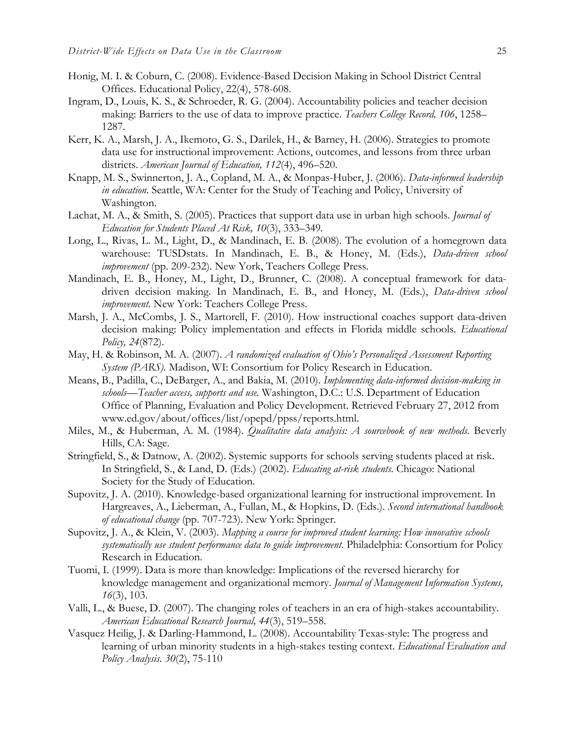Honig, M. I. & Coburn, C. (2008). Evidence-Based Decision Making in School District Central Offices. Educational Policy, 22(4), 578-608.

Ingram, D., Louis, K. S., & Schroeder, R. G. (2004). Accountability policies and teacher decision making: Barriers to the use of data to improve practice. *Teachers College Record, 106*, 1258–1287.

Kerr, K. A., Marsh, J. A., Ikemoto, G. S., Darilek, H., & Barney, H. (2006). Strategies to promote data use for instructional improvement: Actions, outcomes, and lessons from three urban districts. *American Journal of Education, 112*(4), 496–520.

Knapp, M. S., Swinnerton, J. A., Copland, M. A., & Monpas-Huber, J. (2006). *Data-informed leadership in education*. Seattle, WA: Center for the Study of Teaching and Policy, University of Washington.

Lachat, M. A., & Smith, S. (2005). Practices that support data use in urban high schools. *Journal of Education for Students Placed At Risk, 10*(3), 333–349.

Long, L., Rivas, L. M., Light, D., & Mandinach, E. B. (2008). The evolution of a homegrown data warehouse: TUSDstats. In Mandinach, E. B., & Honey, M. (Eds.), *Data-driven school improvement* (pp. 209-232). New York, Teachers College Press.

Mandinach, E. B., Honey, M., Light, D., Brunner, C. (2008). A conceptual framework for data-driven decision making. In Mandinach, E. B., and Honey, M. (Eds.), *Data-driven school improvement.* New York: Teachers College Press.

Marsh, J. A., McCombs, J. S., Martorell, F. (2010). How instructional coaches support data-driven decision making: Policy implementation and effects in Florida middle schools. *Educational Policy, 24*(872).

May, H. & Robinson, M. A. (2007). *A randomized evaluation of Ohio's Personalized Assessment Reporting System (PARS).* Madison, WI: Consortium for Policy Research in Education.

Means, B., Padilla, C., DeBarger, A., and Bakia, M. (2010). *Implementing data-informed decision-making in schools—Teacher access, supports and use.* Washington, D.C.: U.S. Department of Education Office of Planning, Evaluation and Policy Development. Retrieved February 27, 2012 from www.ed.gov/about/offices/list/opepd/ppss/reports.html.

Miles, M., & Huberman, A. M. (1984). *Qualitative data analysis: A sourcebook of new methods.* Beverly Hills, CA: Sage.

Stringfield, S., & Datnow, A. (2002). Systemic supports for schools serving students placed at risk. In Stringfield, S., & Land, D. (Eds.) (2002). *Educating at-risk students.* Chicago: National Society for the Study of Education.

Supovitz, J. A. (2010). Knowledge-based organizational learning for instructional improvement. In Hargreaves, A., Lieberman, A., Fullan, M., & Hopkins, D. (Eds.). *Second international handbook of educational change* (pp. 707-723). New York: Springer.

Supovitz, J. A., & Klein, V. (2003). *Mapping a course for improved student learning: How innovative schools systematically use student performance data to guide improvement.* Philadelphia: Consortium for Policy Research in Education.

Tuomi, I. (1999). Data is more than knowledge: Implications of the reversed hierarchy for knowledge management and organizational memory. *Journal of Management Information Systems, 16*(3), 103.

Valli, L., & Buese, D. (2007). The changing roles of teachers in an era of high-stakes accountability. *American Educational Research Journal, 44*(3), 519–558.

Vasquez Heilig, J. & Darling-Hammond, L. (2008). Accountability Texas-style: The progress and learning of urban minority students in a high-stakes testing context. *Educational Evaluation and Policy Analysis. 30*(2), 75-110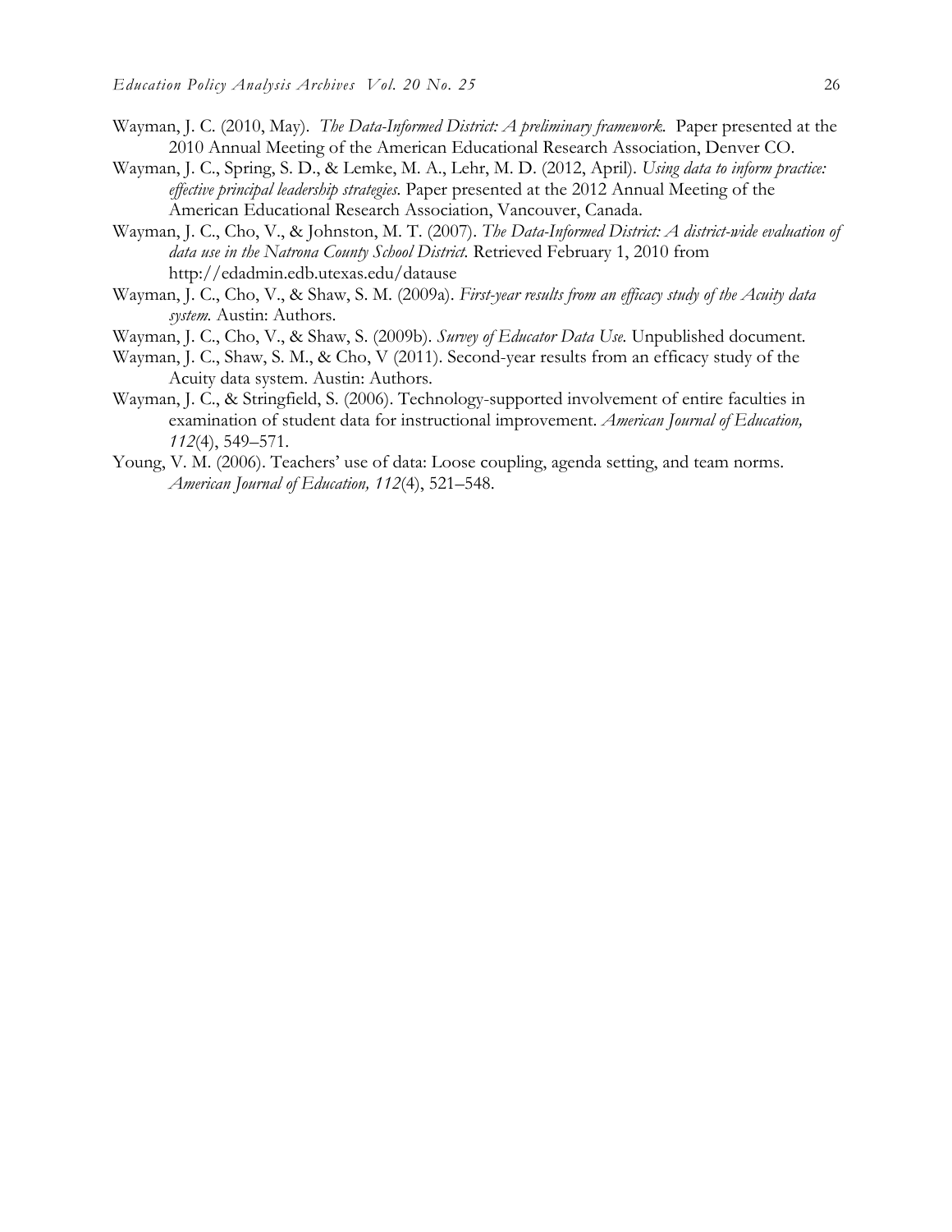Wayman, J. C. (2010, May). *The Data-Informed District: A preliminary framework.* Paper presented at the 2010 Annual Meeting of the American Educational Research Association, Denver CO.

Wayman, J. C., Spring, S. D., & Lemke, M. A., Lehr, M. D. (2012, April). *Using data to inform practice: effective principal leadership strategies.* Paper presented at the 2012 Annual Meeting of the American Educational Research Association, Vancouver, Canada.

Wayman, J. C., Cho, V., & Johnston, M. T. (2007). *The Data-Informed District: A district-wide evaluation of data use in the Natrona County School District.* Retrieved February 1, 2010 from http://edadmin.edb.utexas.edu/datause

Wayman, J. C., Cho, V., & Shaw, S. M. (2009a). *First-year results from an efficacy study of the Acuity data system.* Austin: Authors.

Wayman, J. C., Cho, V., & Shaw, S. (2009b). *Survey of Educator Data Use.* Unpublished document.

Wayman, J. C., Shaw, S. M., & Cho, V (2011). Second-year results from an efficacy study of the Acuity data system. Austin: Authors.

Wayman, J. C., & Stringfield, S. (2006). Technology-supported involvement of entire faculties in examination of student data for instructional improvement. *American Journal of Education, 112*(4), 549–571.

Young, V. M. (2006). Teachers' use of data: Loose coupling, agenda setting, and team norms. *American Journal of Education, 112*(4), 521–548.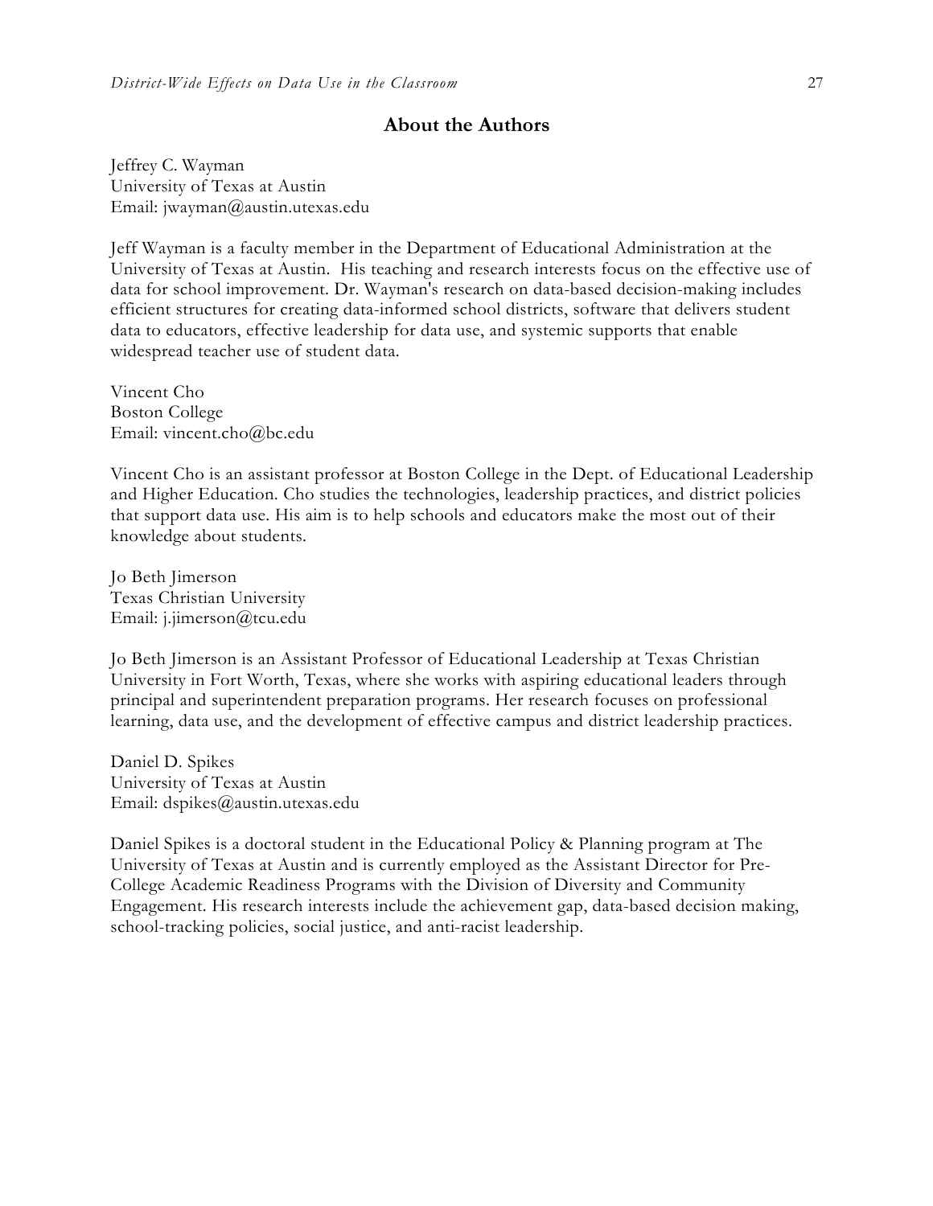## About the Authors

Jeffrey C. Wayman
University of Texas at Austin
Email: jwayman@austin.utexas.edu

Jeff Wayman is a faculty member in the Department of Educational Administration at the University of Texas at Austin. His teaching and research interests focus on the effective use of data for school improvement. Dr. Wayman's research on data-based decision-making includes efficient structures for creating data-informed school districts, software that delivers student data to educators, effective leadership for data use, and systemic supports that enable widespread teacher use of student data.

Vincent Cho
Boston College
Email: vincent.cho@bc.edu

Vincent Cho is an assistant professor at Boston College in the Dept. of Educational Leadership and Higher Education. Cho studies the technologies, leadership practices, and district policies that support data use. His aim is to help schools and educators make the most out of their knowledge about students.

Jo Beth Jimerson
Texas Christian University
Email: j.jimerson@tcu.edu

Jo Beth Jimerson is an Assistant Professor of Educational Leadership at Texas Christian University in Fort Worth, Texas, where she works with aspiring educational leaders through principal and superintendent preparation programs. Her research focuses on professional learning, data use, and the development of effective campus and district leadership practices.

Daniel D. Spikes
University of Texas at Austin
Email: dspikes@austin.utexas.edu

Daniel Spikes is a doctoral student in the Educational Policy & Planning program at The University of Texas at Austin and is currently employed as the Assistant Director for Pre-College Academic Readiness Programs with the Division of Diversity and Community Engagement. His research interests include the achievement gap, data-based decision making, school-tracking policies, social justice, and anti-racist leadership.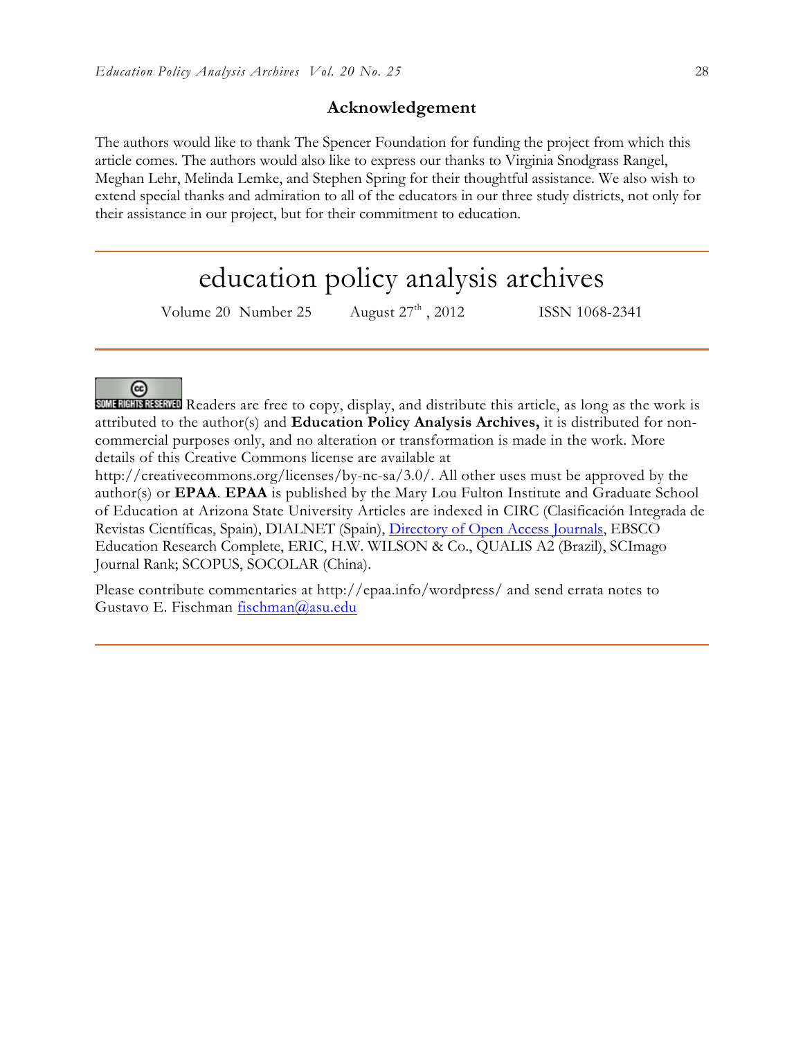## Acknowledgement

The authors would like to thank The Spencer Foundation for funding the project from which this article comes. The authors would also like to express our thanks to Virginia Snodgrass Rangel, Meghan Lehr, Melinda Lemke, and Stephen Spring for their thoughtful assistance. We also wish to extend special thanks and admiration to all of the educators in our three study districts, not only for their assistance in our project, but for their commitment to education.

---

# education policy analysis archives

Volume 20 Number 25 August 27th, 2012 ISSN 1068-2341

---

SOME RIGHTS RESERVED Readers are free to copy, display, and distribute this article, as long as the work is attributed to the author(s) and **Education Policy Analysis Archives,** it is distributed for non-commercial purposes only, and no alteration or transformation is made in the work. More details of this Creative Commons license are available at http://creativecommons.org/licenses/by-nc-sa/3.0/. All other uses must be approved by the author(s) or **EPAA**. **EPAA** is published by the Mary Lou Fulton Institute and Graduate School of Education at Arizona State University Articles are indexed in CIRC (Clasificación Integrada de Revistas Científicas, Spain), DIALNET (Spain), Directory of Open Access Journals, EBSCO Education Research Complete, ERIC, H.W. WILSON & Co., QUALIS A2 (Brazil), SCImago Journal Rank; SCOPUS, SOCOLAR (China).

Please contribute commentaries at http://epaa.info/wordpress/ and send errata notes to Gustavo E. Fischman fischman@asu.edu

---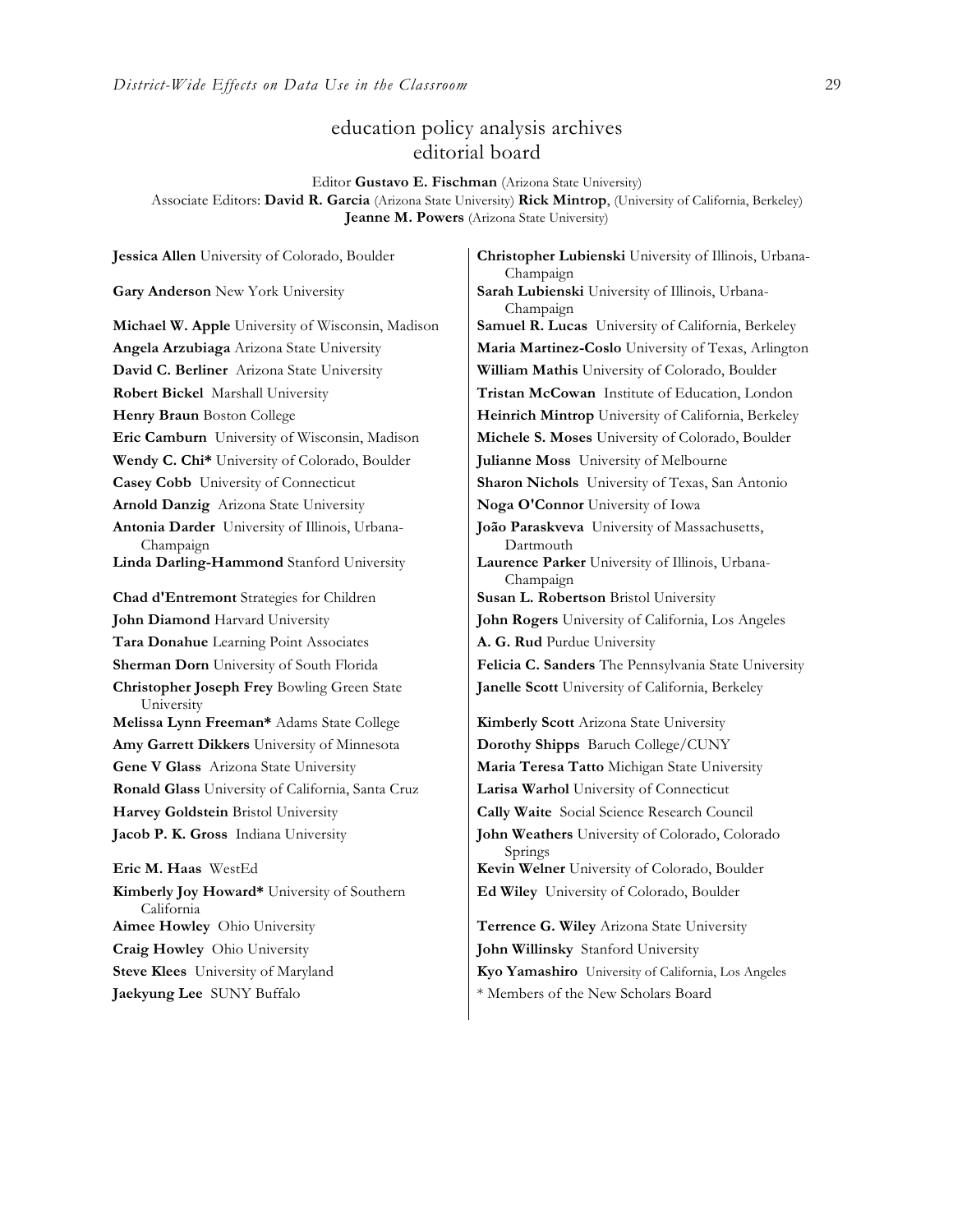# education policy analysis archives
## editorial board

Editor **Gustavo E. Fischman** (Arizona State University)
Associate Editors: **David R. Garcia** (Arizona State University) **Rick Mintrop**, (University of California, Berkeley) **Jeanne M. Powers** (Arizona State University)

**Jessica Allen** University of Colorado, Boulder

**Gary Anderson** New York University

**Michael W. Apple** University of Wisconsin, Madison

**Angela Arzubiaga** Arizona State University

**David C. Berliner** Arizona State University

**Robert Bickel** Marshall University

**Henry Braun** Boston College

**Eric Camburn** University of Wisconsin, Madison

**Wendy C. Chi*** University of Colorado, Boulder

**Casey Cobb** University of Connecticut

**Arnold Danzig** Arizona State University

**Antonia Darder** University of Illinois, Urbana-Champaign

**Linda Darling-Hammond** Stanford University

**Chad d'Entremont** Strategies for Children

**John Diamond** Harvard University

**Tara Donahue** Learning Point Associates

**Sherman Dorn** University of South Florida

**Christopher Joseph Frey** Bowling Green State University

**Melissa Lynn Freeman*** Adams State College

**Amy Garrett Dikkers** University of Minnesota

**Gene V Glass** Arizona State University

**Ronald Glass** University of California, Santa Cruz

**Harvey Goldstein** Bristol University

**Jacob P. K. Gross** Indiana University

**Eric M. Haas** WestEd

**Kimberly Joy Howard*** University of Southern California

**Aimee Howley** Ohio University

**Craig Howley** Ohio University

**Steve Klees** University of Maryland

**Jaekyung Lee** SUNY Buffalo

**Christopher Lubienski** University of Illinois, Urbana-Champaign

**Sarah Lubienski** University of Illinois, Urbana-Champaign

**Samuel R. Lucas** University of California, Berkeley

**Maria Martinez-Coslo** University of Texas, Arlington

**William Mathis** University of Colorado, Boulder

**Tristan McCowan** Institute of Education, London

**Heinrich Mintrop** University of California, Berkeley

**Michele S. Moses** University of Colorado, Boulder

**Julianne Moss** University of Melbourne

**Sharon Nichols** University of Texas, San Antonio

**Noga O'Connor** University of Iowa

**João Paraskveva** University of Massachusetts, Dartmouth

**Laurence Parker** University of Illinois, Urbana-Champaign

**Susan L. Robertson** Bristol University

**John Rogers** University of California, Los Angeles

**A. G. Rud** Purdue University

**Felicia C. Sanders** The Pennsylvania State University

**Janelle Scott** University of California, Berkeley

**Kimberly Scott** Arizona State University

**Dorothy Shipps** Baruch College/CUNY

**Maria Teresa Tatto** Michigan State University

**Larisa Warhol** University of Connecticut

**Cally Waite** Social Science Research Council

**John Weathers** University of Colorado, Colorado Springs

**Kevin Welner** University of Colorado, Boulder

**Ed Wiley** University of Colorado, Boulder

**Terrence G. Wiley** Arizona State University

**John Willinsky** Stanford University

**Kyo Yamashiro** University of California, Los Angeles

* Members of the New Scholars Board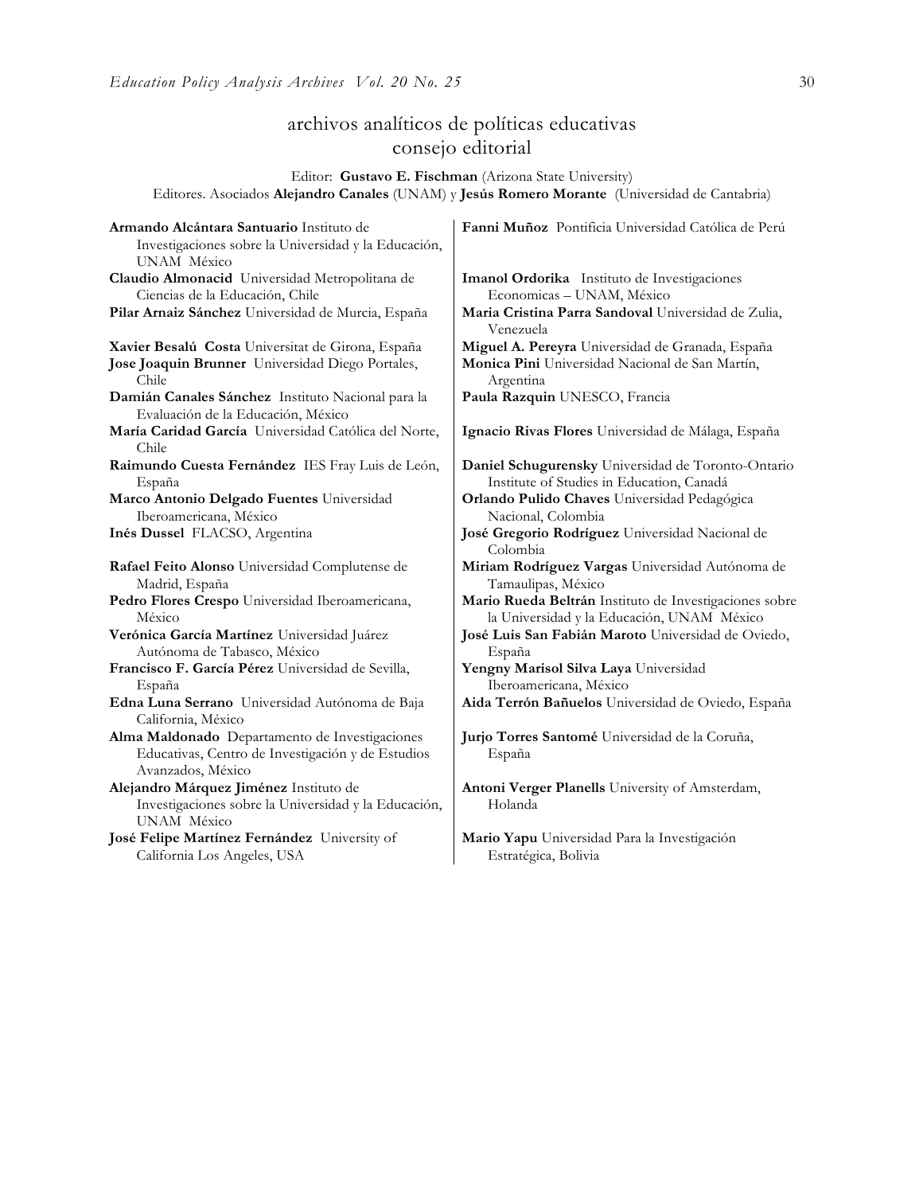# archivos analíticos de políticas educativas
## consejo editorial

Editor: **Gustavo E. Fischman** (Arizona State University)
Editores. Asociados **Alejandro Canales** (UNAM) y **Jesús Romero Morante** (Universidad de Cantabria)

**Armando Alcántara Santuario** Instituto de Investigaciones sobre la Universidad y la Educación, UNAM México

**Claudio Almonacid** Universidad Metropolitana de Ciencias de la Educación, Chile

**Pilar Arnaiz Sánchez** Universidad de Murcia, España

**Xavier Besalú Costa** Universitat de Girona, España

**Jose Joaquin Brunner** Universidad Diego Portales, Chile

**Damián Canales Sánchez** Instituto Nacional para la Evaluación de la Educación, México

**María Caridad García** Universidad Católica del Norte, Chile

**Raimundo Cuesta Fernández** IES Fray Luis de León, España

**Marco Antonio Delgado Fuentes** Universidad Iberoamericana, México

**Inés Dussel** FLACSO, Argentina

**Rafael Feito Alonso** Universidad Complutense de Madrid, España

**Pedro Flores Crespo** Universidad Iberoamericana, México

**Verónica García Martínez** Universidad Juárez Autónoma de Tabasco, México

**Francisco F. García Pérez** Universidad de Sevilla, España

**Edna Luna Serrano** Universidad Autónoma de Baja California, México

**Alma Maldonado** Departamento de Investigaciones Educativas, Centro de Investigación y de Estudios Avanzados, México

**Alejandro Márquez Jiménez** Instituto de Investigaciones sobre la Universidad y la Educación, UNAM México

**José Felipe Martínez Fernández** University of California Los Angeles, USA

**Fanni Muñoz** Pontificia Universidad Católica de Perú

**Imanol Ordorika** Instituto de Investigaciones Economicas – UNAM, México

**Maria Cristina Parra Sandoval** Universidad de Zulia, Venezuela

**Miguel A. Pereyra** Universidad de Granada, España

**Monica Pini** Universidad Nacional de San Martín, Argentina

**Paula Razquin** UNESCO, Francia

**Ignacio Rivas Flores** Universidad de Málaga, España

**Daniel Schugurensky** Universidad de Toronto-Ontario Institute of Studies in Education, Canadá

**Orlando Pulido Chaves** Universidad Pedagógica Nacional, Colombia

**José Gregorio Rodríguez** Universidad Nacional de Colombia

**Miriam Rodríguez Vargas** Universidad Autónoma de Tamaulipas, México

**Mario Rueda Beltrán** Instituto de Investigaciones sobre la Universidad y la Educación, UNAM México

**José Luis San Fabián Maroto** Universidad de Oviedo, España

**Yengny Marisol Silva Laya** Universidad Iberoamericana, México

**Aida Terrón Bañuelos** Universidad de Oviedo, España

**Jurjo Torres Santomé** Universidad de la Coruña, España

**Antoni Verger Planells** University of Amsterdam, Holanda

**Mario Yapu** Universidad Para la Investigación Estratégica, Bolivia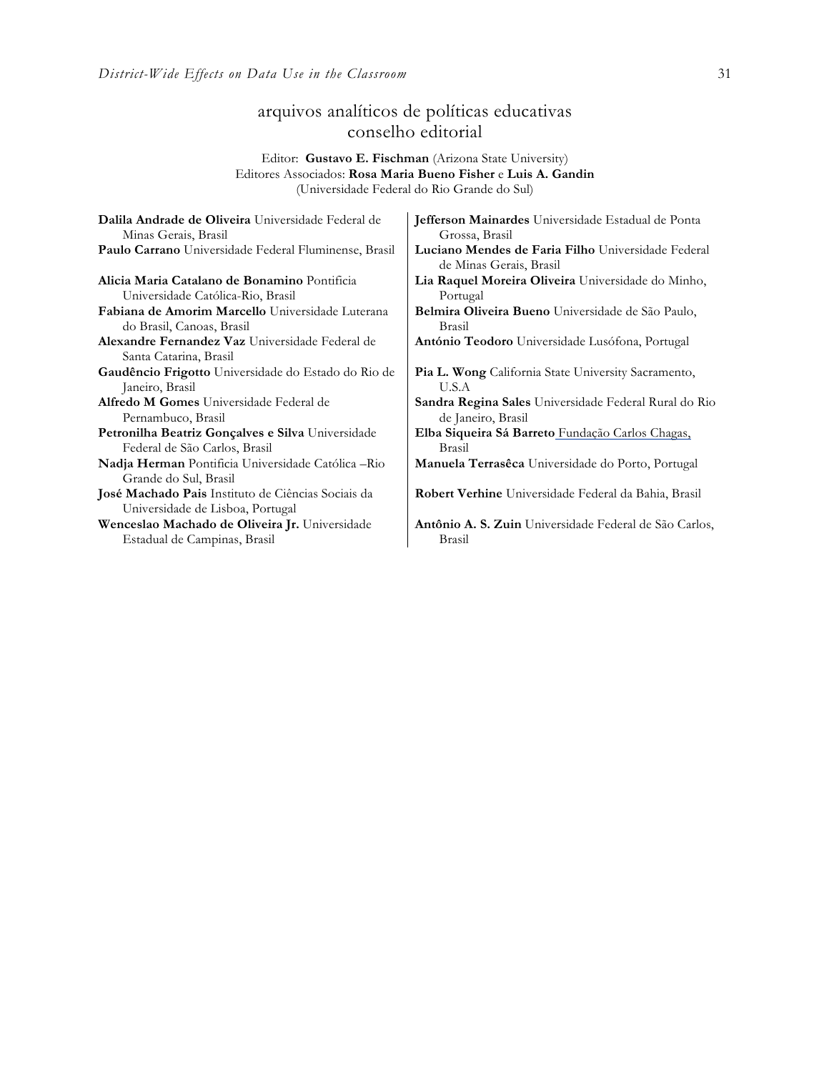# arquivos analíticos de políticas educativas
## conselho editorial

Editor: **Gustavo E. Fischman** (Arizona State University)
Editores Associados: **Rosa Maria Bueno Fisher** e **Luis A. Gandin**
(Universidade Federal do Rio Grande do Sul)

**Dalila Andrade de Oliveira** Universidade Federal de Minas Gerais, Brasil

**Paulo Carrano** Universidade Federal Fluminense, Brasil

**Alicia Maria Catalano de Bonamino** Pontificia Universidade Católica-Rio, Brasil

**Fabiana de Amorim Marcello** Universidade Luterana do Brasil, Canoas, Brasil

**Alexandre Fernandez Vaz** Universidade Federal de Santa Catarina, Brasil

**Gaudêncio Frigotto** Universidade do Estado do Rio de Janeiro, Brasil

**Alfredo M Gomes** Universidade Federal de Pernambuco, Brasil

**Petronilha Beatriz Gonçalves e Silva** Universidade Federal de São Carlos, Brasil

**Nadja Herman** Pontificia Universidade Católica –Rio Grande do Sul, Brasil

**José Machado Pais** Instituto de Ciências Sociais da Universidade de Lisboa, Portugal

**Wenceslao Machado de Oliveira Jr.** Universidade Estadual de Campinas, Brasil

**Jefferson Mainardes** Universidade Estadual de Ponta Grossa, Brasil

**Luciano Mendes de Faria Filho** Universidade Federal de Minas Gerais, Brasil

**Lia Raquel Moreira Oliveira** Universidade do Minho, Portugal

**Belmira Oliveira Bueno** Universidade de São Paulo, Brasil

**António Teodoro** Universidade Lusófona, Portugal

**Pia L. Wong** California State University Sacramento, U.S.A

**Sandra Regina Sales** Universidade Federal Rural do Rio de Janeiro, Brasil

**Elba Siqueira Sá Barreto** Fundação Carlos Chagas, Brasil

**Manuela Terrasêca** Universidade do Porto, Portugal

**Robert Verhine** Universidade Federal da Bahia, Brasil

**Antônio A. S. Zuin** Universidade Federal de São Carlos, Brasil